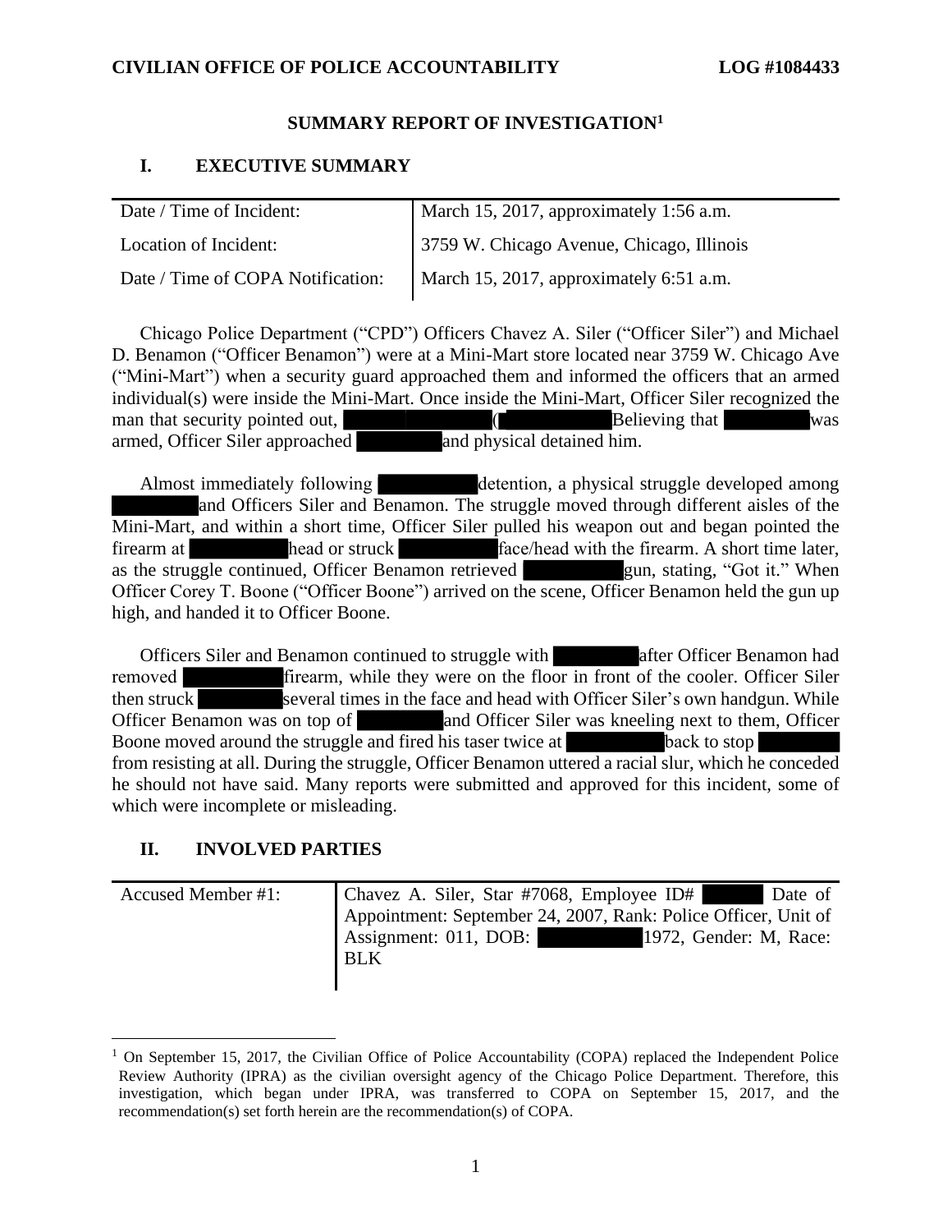# CIVILIAN OFFICE OF POLICE ACCOUNTABILITY LOG #1084433

## SUMMARY REPORT OF INVESTIGATION[1]

### I. EXECUTIVE SUMMARY

| | |
|---|---|
| Date / Time of Incident: | March 15, 2017, approximately 1:56 a.m. |
| Location of Incident: | 3759 W. Chicago Avenue, Chicago, Illinois |
| Date / Time of COPA Notification: | March 15, 2017, approximately 6:51 a.m. |

Chicago Police Department ("CPD") Officers Chavez A. Siler ("Officer Siler") and Michael D. Benamon ("Officer Benamon") were at a Mini-Mart store located near 3759 W. Chicago Ave ("Mini-Mart") when a security guard approached them and informed the officers that an armed individual(s) were inside the Mini-Mart. Once inside the Mini-Mart, Officer Siler recognized the man that security pointed out, ████████ (████████ Believing that ████████ was armed, Officer Siler approached ████████ and physical detained him.

Almost immediately following ████████ detention, a physical struggle developed among ████████ and Officers Siler and Benamon. The struggle moved through different aisles of the Mini-Mart, and within a short time, Officer Siler pulled his weapon out and began pointed the firearm at ████████ head or struck ████████ face/head with the firearm. A short time later, as the struggle continued, Officer Benamon retrieved ████████ gun, stating, "Got it." When Officer Corey T. Boone ("Officer Boone") arrived on the scene, Officer Benamon held the gun up high, and handed it to Officer Boone.

Officers Siler and Benamon continued to struggle with ████████ after Officer Benamon had removed ████████ firearm, while they were on the floor in front of the cooler. Officer Siler then struck ████████ several times in the face and head with Officer Siler's own handgun. While Officer Benamon was on top of ████████ and Officer Siler was kneeling next to them, Officer Boone moved around the struggle and fired his taser twice at ████████ back to stop ████████ from resisting at all. During the struggle, Officer Benamon uttered a racial slur, which he conceded he should not have said. Many reports were submitted and approved for this incident, some of which were incomplete or misleading.

### II. INVOLVED PARTIES

| | |
|---|---|
| Accused Member #1: | Chavez A. Siler, Star #7068, Employee ID# ████ Date of Appointment: September 24, 2007, Rank: Police Officer, Unit of Assignment: 011, DOB: ████████ 1972, Gender: M, Race: BLK |

---

[1] On September 15, 2017, the Civilian Office of Police Accountability (COPA) replaced the Independent Police Review Authority (IPRA) as the civilian oversight agency of the Chicago Police Department. Therefore, this investigation, which began under IPRA, was transferred to COPA on September 15, 2017, and the recommendation(s) set forth herein are the recommendation(s) of COPA.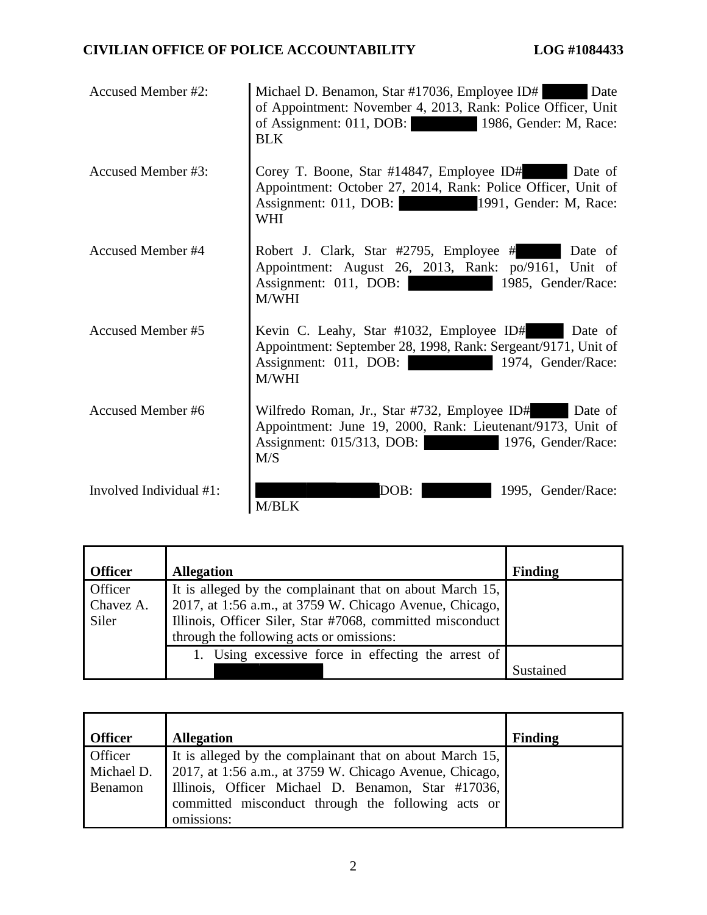| | |
|---|---|
| Accused Member #2: | Michael D. Benamon, Star #17036, Employee ID# Date of Appointment: November 4, 2013, Rank: Police Officer, Unit of Assignment: 011, DOB: 1986, Gender: M, Race: BLK |
| Accused Member #3: | Corey T. Boone, Star #14847, Employee ID# Date of Appointment: October 27, 2014, Rank: Police Officer, Unit of Assignment: 011, DOB: 1991, Gender: M, Race: WHI |
| Accused Member #4 | Robert J. Clark, Star #2795, Employee # Date of Appointment: August 26, 2013, Rank: po/9161, Unit of Assignment: 011, DOB: 1985, Gender/Race: M/WHI |
| Accused Member #5 | Kevin C. Leahy, Star #1032, Employee ID# Date of Appointment: September 28, 1998, Rank: Sergeant/9171, Unit of Assignment: 011, DOB: 1974, Gender/Race: M/WHI |
| Accused Member #6 | Wilfredo Roman, Jr., Star #732, Employee ID# Date of Appointment: June 19, 2000, Rank: Lieutenant/9173, Unit of Assignment: 015/313, DOB: 1976, Gender/Race: M/S |
| Involved Individual #1: | DOB: 1995, Gender/Race: M/BLK |

| Officer | Allegation | Finding |
|---|---|---|
| Officer Chavez A. Siler | It is alleged by the complainant that on about March 15, 2017, at 1:56 a.m., at 3759 W. Chicago Avenue, Chicago, Illinois, Officer Siler, Star #7068, committed misconduct through the following acts or omissions: | |
| | 1. Using excessive force in effecting the arrest of | Sustained |

| Officer | Allegation | Finding |
|---|---|---|
| Officer Michael D. Benamon | It is alleged by the complainant that on about March 15, 2017, at 1:56 a.m., at 3759 W. Chicago Avenue, Chicago, Illinois, Officer Michael D. Benamon, Star #17036, committed misconduct through the following acts or omissions: | |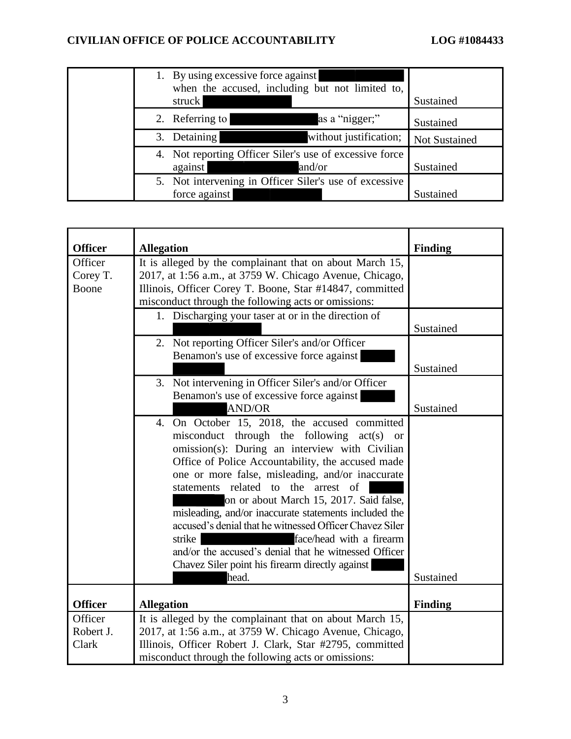| | | |
|---|---|---|
| | 1. By using excessive force against [REDACTED] when the accused, including but not limited to, struck [REDACTED] | Sustained |
| | 2. Referring to [REDACTED] as a "nigger;" | Sustained |
| | 3. Detaining [REDACTED] without justification; | Not Sustained |
| | 4. Not reporting Officer Siler's use of excessive force against [REDACTED] and/or | Sustained |
| | 5. Not intervening in Officer Siler's use of excessive force against [REDACTED] | Sustained |

| Officer | Allegation | Finding |
|---|---|---|
| Officer Corey T. Boone | It is alleged by the complainant that on about March 15, 2017, at 1:56 a.m., at 3759 W. Chicago Avenue, Chicago, Illinois, Officer Corey T. Boone, Star #14847, committed misconduct through the following acts or omissions: | |
| | 1. Discharging your taser at or in the direction of [REDACTED] | Sustained |
| | 2. Not reporting Officer Siler's and/or Officer Benamon's use of excessive force against [REDACTED] | Sustained |
| | 3. Not intervening in Officer Siler's and/or Officer Benamon's use of excessive force against [REDACTED] AND/OR | Sustained |
| | 4. On October 15, 2018, the accused committed misconduct through the following act(s) or omission(s): During an interview with Civilian Office of Police Accountability, the accused made one or more false, misleading, and/or inaccurate statements related to the arrest of [REDACTED] on or about March 15, 2017. Said false, misleading, and/or inaccurate statements included the accused's denial that he witnessed Officer Chavez Siler strike [REDACTED] face/head with a firearm and/or the accused's denial that he witnessed Officer Chavez Siler point his firearm directly against [REDACTED] head. | Sustained |

| Officer | Allegation | Finding |
|---|---|---|
| Officer Robert J. Clark | It is alleged by the complainant that on about March 15, 2017, at 1:56 a.m., at 3759 W. Chicago Avenue, Chicago, Illinois, Officer Robert J. Clark, Star #2795, committed misconduct through the following acts or omissions: | |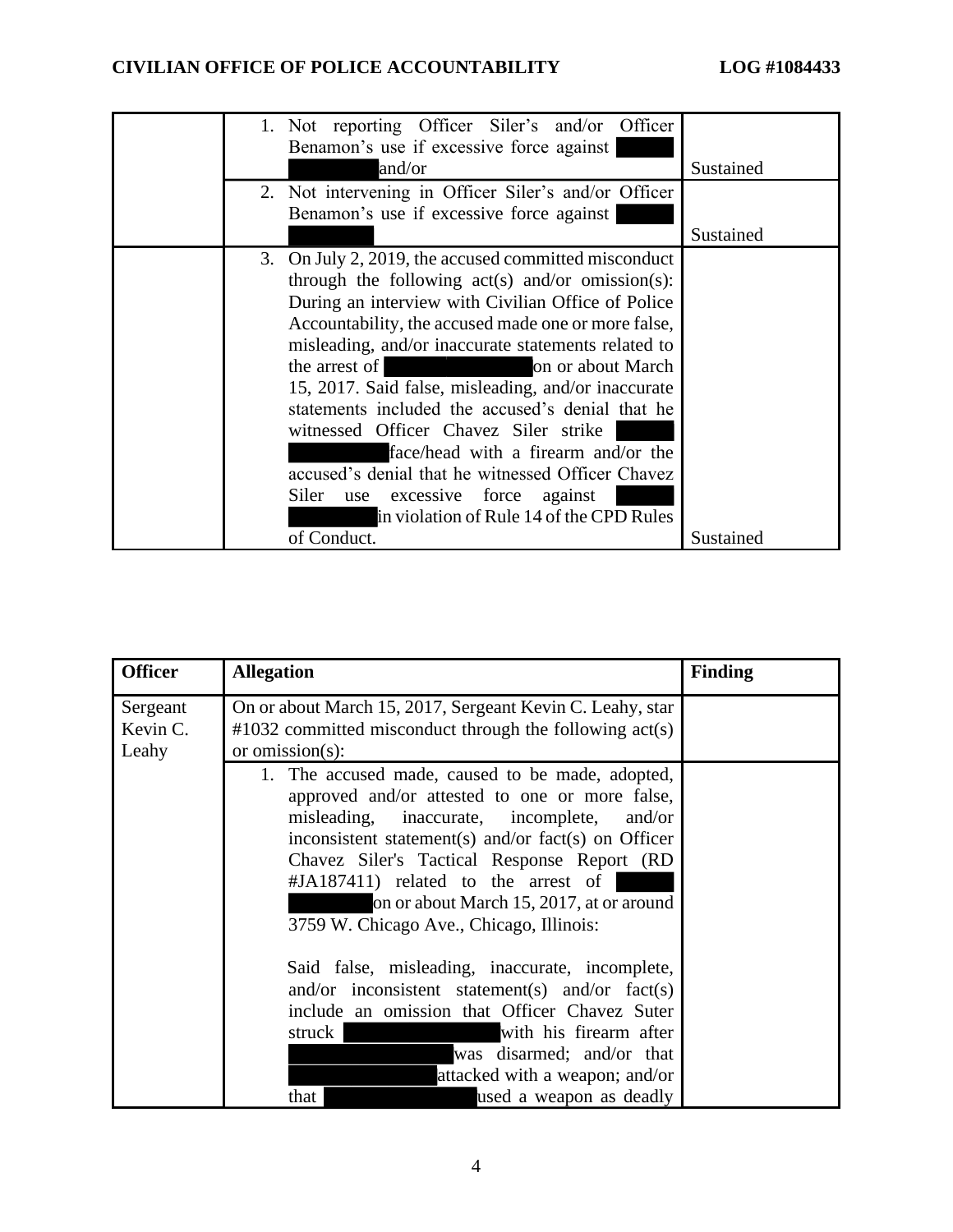| | | |
|---|---|---|
| | 1. Not reporting Officer Siler's and/or Officer Benamon's use if excessive force against ██████ ██████ and/or | Sustained |
| | 2. Not intervening in Officer Siler's and/or Officer Benamon's use if excessive force against ██████ ██████ | Sustained |
| | 3. On July 2, 2019, the accused committed misconduct through the following act(s) and/or omission(s): During an interview with Civilian Office of Police Accountability, the accused made one or more false, misleading, and/or inaccurate statements related to the arrest of ██████ on or about March 15, 2017. Said false, misleading, and/or inaccurate statements included the accused's denial that he witnessed Officer Chavez Siler strike ██████ ██████ face/head with a firearm and/or the accused's denial that he witnessed Officer Chavez Siler use excessive force against ██████ ██████ in violation of Rule 14 of the CPD Rules of Conduct. | Sustained |

| Officer | Allegation | Finding |
|---|---|---|
| Sergeant Kevin C. Leahy | On or about March 15, 2017, Sergeant Kevin C. Leahy, star #1032 committed misconduct through the following act(s) or omission(s): | |
| | 1. The accused made, caused to be made, adopted, approved and/or attested to one or more false, misleading, inaccurate, incomplete, and/or inconsistent statement(s) and/or fact(s) on Officer Chavez Siler's Tactical Response Report (RD #JA187411) related to the arrest of ██████ ██████ on or about March 15, 2017, at or around 3759 W. Chicago Ave., Chicago, Illinois:<br><br>Said false, misleading, inaccurate, incomplete, and/or inconsistent statement(s) and/or fact(s) include an omission that Officer Chavez Suter struck ██████ with his firearm after ██████ was disarmed; and/or that ██████ attacked with a weapon; and/or that ██████ used a weapon as deadly | |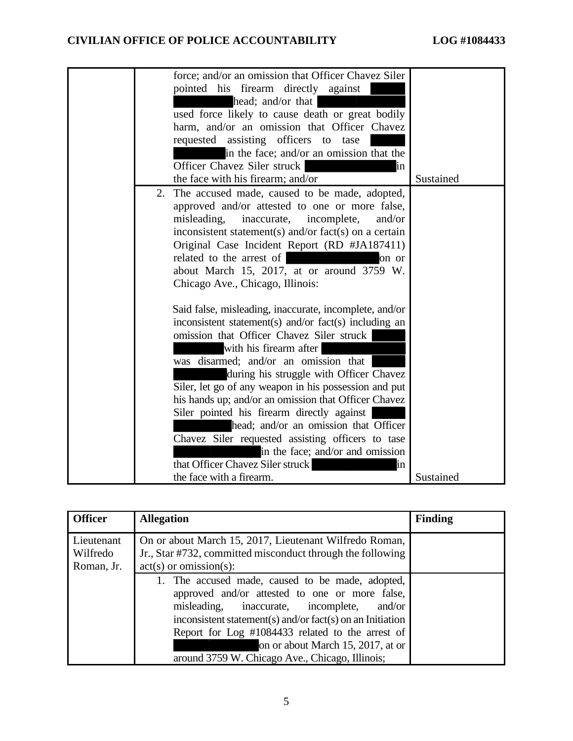| | | |
|---|---|---|
| | force; and/or an omission that Officer Chavez Siler pointed his firearm directly against head; and/or that used force likely to cause death or great bodily harm, and/or an omission that Officer Chavez requested assisting officers to tase in the face; and/or an omission that the Officer Chavez Siler struck in the face with his firearm; and/or | Sustained |
| | 2. The accused made, caused to be made, adopted, approved and/or attested to one or more false, misleading, inaccurate, incomplete, and/or inconsistent statement(s) and/or fact(s) on a certain Original Case Incident Report (RD #JA187411) related to the arrest of on or about March 15, 2017, at or around 3759 W. Chicago Ave., Chicago, Illinois:<br><br>Said false, misleading, inaccurate, incomplete, and/or inconsistent statement(s) and/or fact(s) including an omission that Officer Chavez Siler struck with his firearm after was disarmed; and/or an omission that during his struggle with Officer Chavez Siler, let go of any weapon in his possession and put his hands up; and/or an omission that Officer Chavez Siler pointed his firearm directly against head; and/or an omission that Officer Chavez Siler requested assisting officers to tase in the face; and/or and omission that Officer Chavez Siler struck in the face with a firearm. | Sustained |

| Officer | Allegation | Finding |
|---|---|---|
| Lieutenant Wilfredo Roman, Jr. | On or about March 15, 2017, Lieutenant Wilfredo Roman, Jr., Star #732, committed misconduct through the following act(s) or omission(s): | |
| | 1. The accused made, caused to be made, adopted, approved and/or attested to one or more false, misleading, inaccurate, incomplete, and/or inconsistent statement(s) and/or fact(s) on an Initiation Report for Log #1084433 related to the arrest of on or about March 15, 2017, at or around 3759 W. Chicago Ave., Chicago, Illinois; | |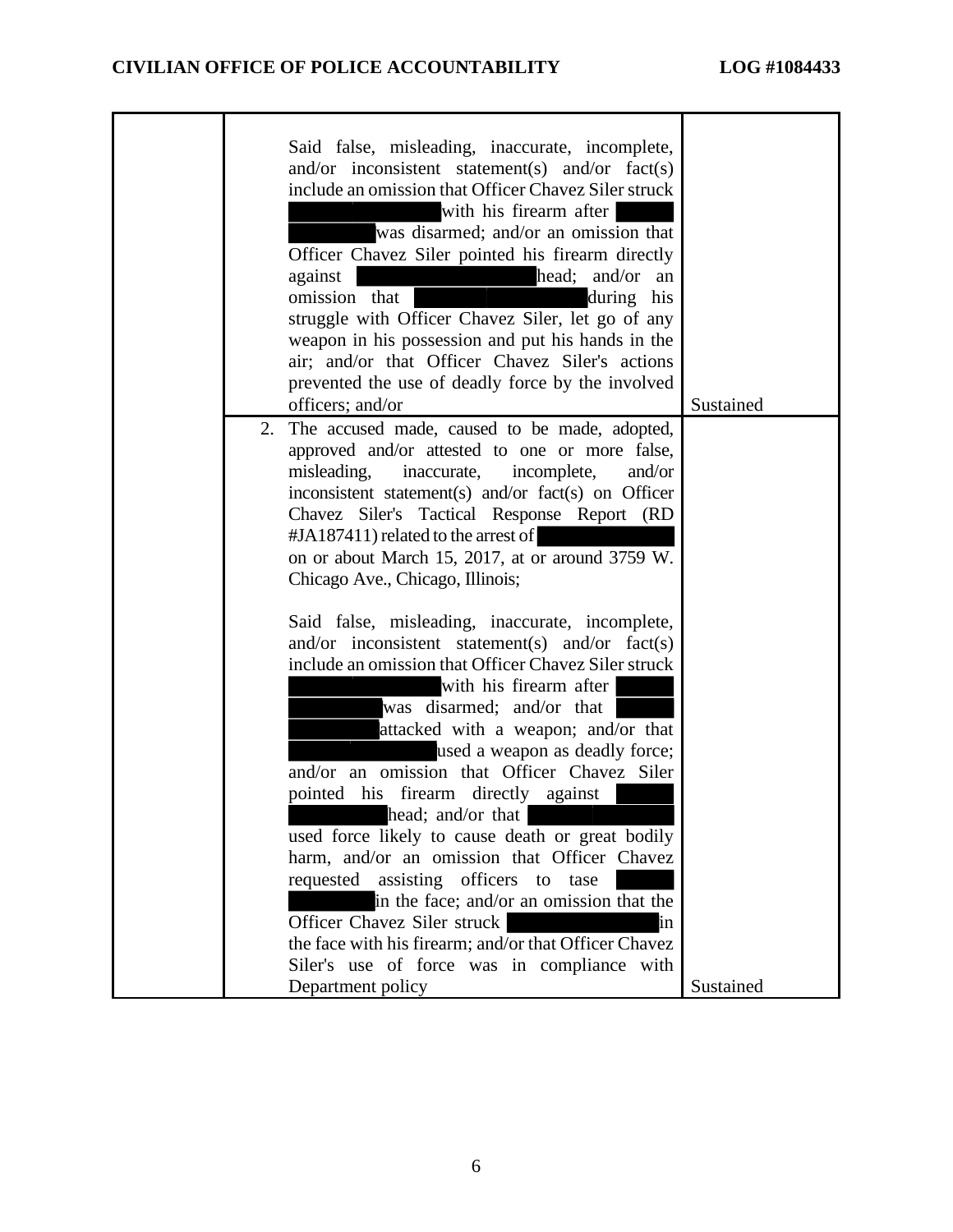| | | |
|---|---|---|
| | Said false, misleading, inaccurate, incomplete, and/or inconsistent statement(s) and/or fact(s) include an omission that Officer Chavez Siler struck [REDACTED] with his firearm after [REDACTED] was disarmed; and/or an omission that Officer Chavez Siler pointed his firearm directly against [REDACTED] head; and/or an omission that [REDACTED] during his struggle with Officer Chavez Siler, let go of any weapon in his possession and put his hands in the air; and/or that Officer Chavez Siler's actions prevented the use of deadly force by the involved officers; and/or | Sustained |
| | 2. The accused made, caused to be made, adopted, approved and/or attested to one or more false, misleading, inaccurate, incomplete, and/or inconsistent statement(s) and/or fact(s) on Officer Chavez Siler's Tactical Response Report (RD #JA187411) related to the arrest of [REDACTED] on or about March 15, 2017, at or around 3759 W. Chicago Ave., Chicago, Illinois;<br><br>Said false, misleading, inaccurate, incomplete, and/or inconsistent statement(s) and/or fact(s) include an omission that Officer Chavez Siler struck [REDACTED] with his firearm after [REDACTED] was disarmed; and/or that [REDACTED] attacked with a weapon; and/or that [REDACTED] used a weapon as deadly force; and/or an omission that Officer Chavez Siler pointed his firearm directly against [REDACTED] head; and/or that [REDACTED] used force likely to cause death or great bodily harm, and/or an omission that Officer Chavez requested assisting officers to tase [REDACTED] in the face; and/or an omission that the Officer Chavez Siler struck [REDACTED] in the face with his firearm; and/or that Officer Chavez Siler's use of force was in compliance with Department policy | Sustained |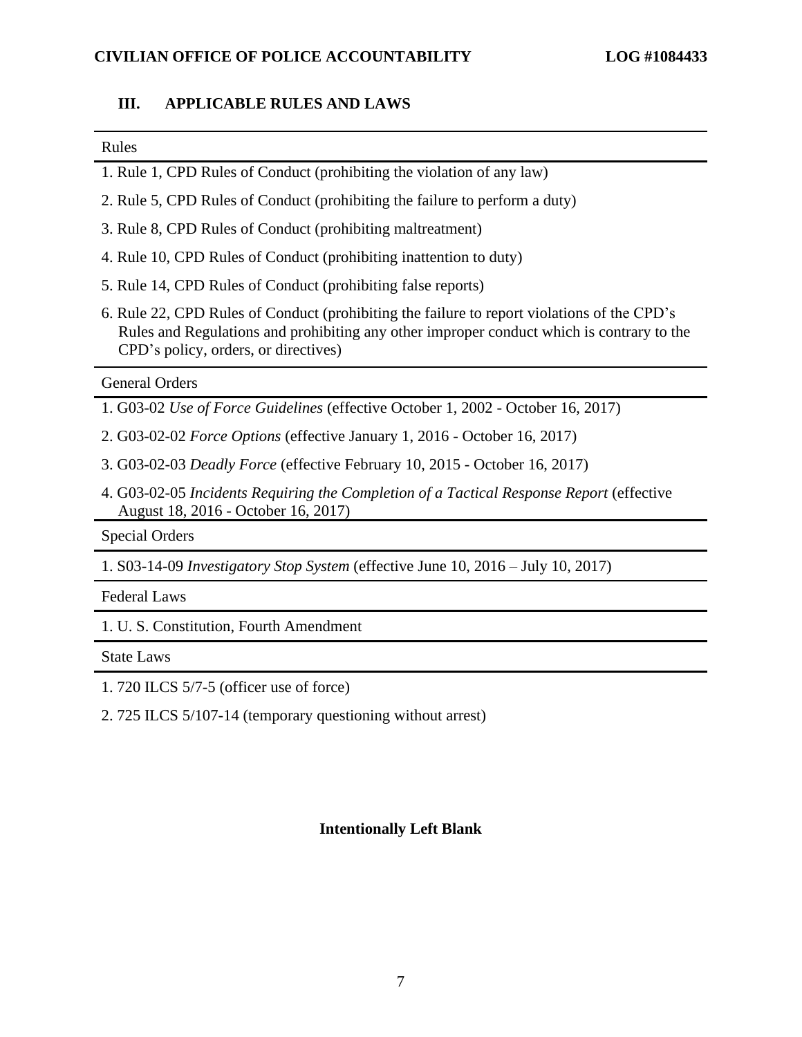## III. APPLICABLE RULES AND LAWS

| Rules |
| --- |
| 1. Rule 1, CPD Rules of Conduct (prohibiting the violation of any law) |
| 2. Rule 5, CPD Rules of Conduct (prohibiting the failure to perform a duty) |
| 3. Rule 8, CPD Rules of Conduct (prohibiting maltreatment) |
| 4. Rule 10, CPD Rules of Conduct (prohibiting inattention to duty) |
| 5. Rule 14, CPD Rules of Conduct (prohibiting false reports) |
| 6. Rule 22, CPD Rules of Conduct (prohibiting the failure to report violations of the CPD's Rules and Regulations and prohibiting any other improper conduct which is contrary to the CPD's policy, orders, or directives) |

| General Orders |
| --- |
| 1. G03-02 *Use of Force Guidelines* (effective October 1, 2002 - October 16, 2017) |
| 2. G03-02-02 *Force Options* (effective January 1, 2016 - October 16, 2017) |
| 3. G03-02-03 *Deadly Force* (effective February 10, 2015 - October 16, 2017) |
| 4. G03-02-05 *Incidents Requiring the Completion of a Tactical Response Report* (effective August 18, 2016 - October 16, 2017) |

| Special Orders |
| --- |
| 1. S03-14-09 *Investigatory Stop System* (effective June 10, 2016 – July 10, 2017) |

| Federal Laws |
| --- |
| 1. U. S. Constitution, Fourth Amendment |

| State Laws |
| --- |
| 1. 720 ILCS 5/7-5 (officer use of force) |
| 2. 725 ILCS 5/107-14 (temporary questioning without arrest) |

**Intentionally Left Blank**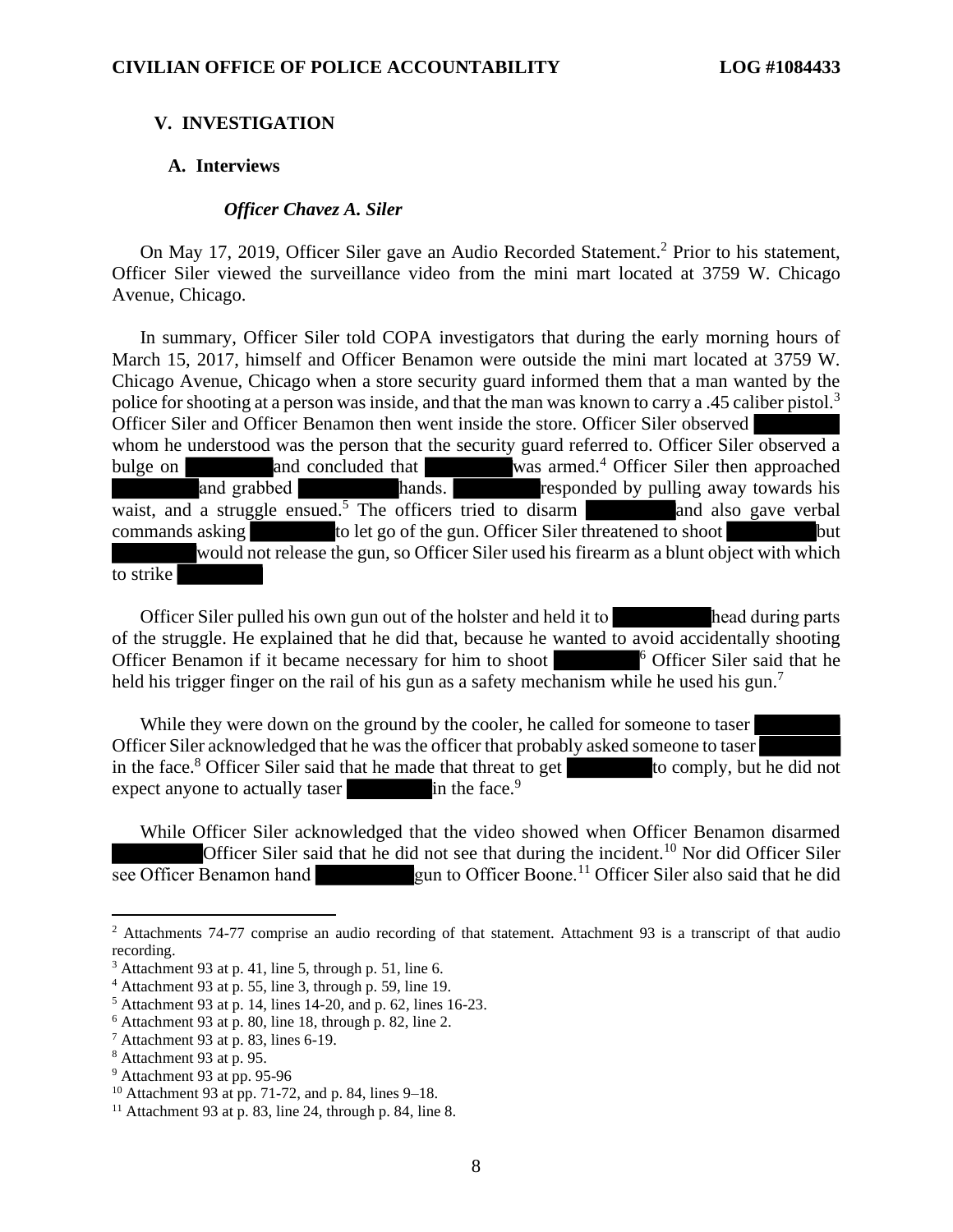## V. INVESTIGATION

### A. Interviews

***Officer Chavez A. Siler***

On May 17, 2019, Officer Siler gave an Audio Recorded Statement.[2] Prior to his statement, Officer Siler viewed the surveillance video from the mini mart located at 3759 W. Chicago Avenue, Chicago.

In summary, Officer Siler told COPA investigators that during the early morning hours of March 15, 2017, himself and Officer Benamon were outside the mini mart located at 3759 W. Chicago Avenue, Chicago when a store security guard informed them that a man wanted by the police for shooting at a person was inside, and that the man was known to carry a .45 caliber pistol.[3] Officer Siler and Officer Benamon then went inside the store. Officer Siler observed [REDACTED] whom he understood was the person that the security guard referred to. Officer Siler observed a bulge on [REDACTED] and concluded that [REDACTED] was armed.[4] Officer Siler then approached [REDACTED] and grabbed [REDACTED] hands. [REDACTED] responded by pulling away towards his waist, and a struggle ensued.[5] The officers tried to disarm [REDACTED] and also gave verbal commands asking [REDACTED] to let go of the gun. Officer Siler threatened to shoot [REDACTED] but [REDACTED] would not release the gun, so Officer Siler used his firearm as a blunt object with which to strike [REDACTED]

Officer Siler pulled his own gun out of the holster and held it to [REDACTED] head during parts of the struggle. He explained that he did that, because he wanted to avoid accidentally shooting Officer Benamon if it became necessary for him to shoot [REDACTED][6] Officer Siler said that he held his trigger finger on the rail of his gun as a safety mechanism while he used his gun.[7]

While they were down on the ground by the cooler, he called for someone to taser [REDACTED] Officer Siler acknowledged that he was the officer that probably asked someone to taser [REDACTED] in the face.[8] Officer Siler said that he made that threat to get [REDACTED] to comply, but he did not expect anyone to actually taser [REDACTED] in the face.[9]

While Officer Siler acknowledged that the video showed when Officer Benamon disarmed [REDACTED] Officer Siler said that he did not see that during the incident.[10] Nor did Officer Siler see Officer Benamon hand [REDACTED] gun to Officer Boone.[11] Officer Siler also said that he did

---

[2] Attachments 74-77 comprise an audio recording of that statement. Attachment 93 is a transcript of that audio recording.

[3] Attachment 93 at p. 41, line 5, through p. 51, line 6.

[4] Attachment 93 at p. 55, line 3, through p. 59, line 19.

[5] Attachment 93 at p. 14, lines 14-20, and p. 62, lines 16-23.

[6] Attachment 93 at p. 80, line 18, through p. 82, line 2.

[7] Attachment 93 at p. 83, lines 6-19.

[8] Attachment 93 at p. 95.

[9] Attachment 93 at pp. 95-96

[10] Attachment 93 at pp. 71-72, and p. 84, lines 9–18.

[11] Attachment 93 at p. 83, line 24, through p. 84, line 8.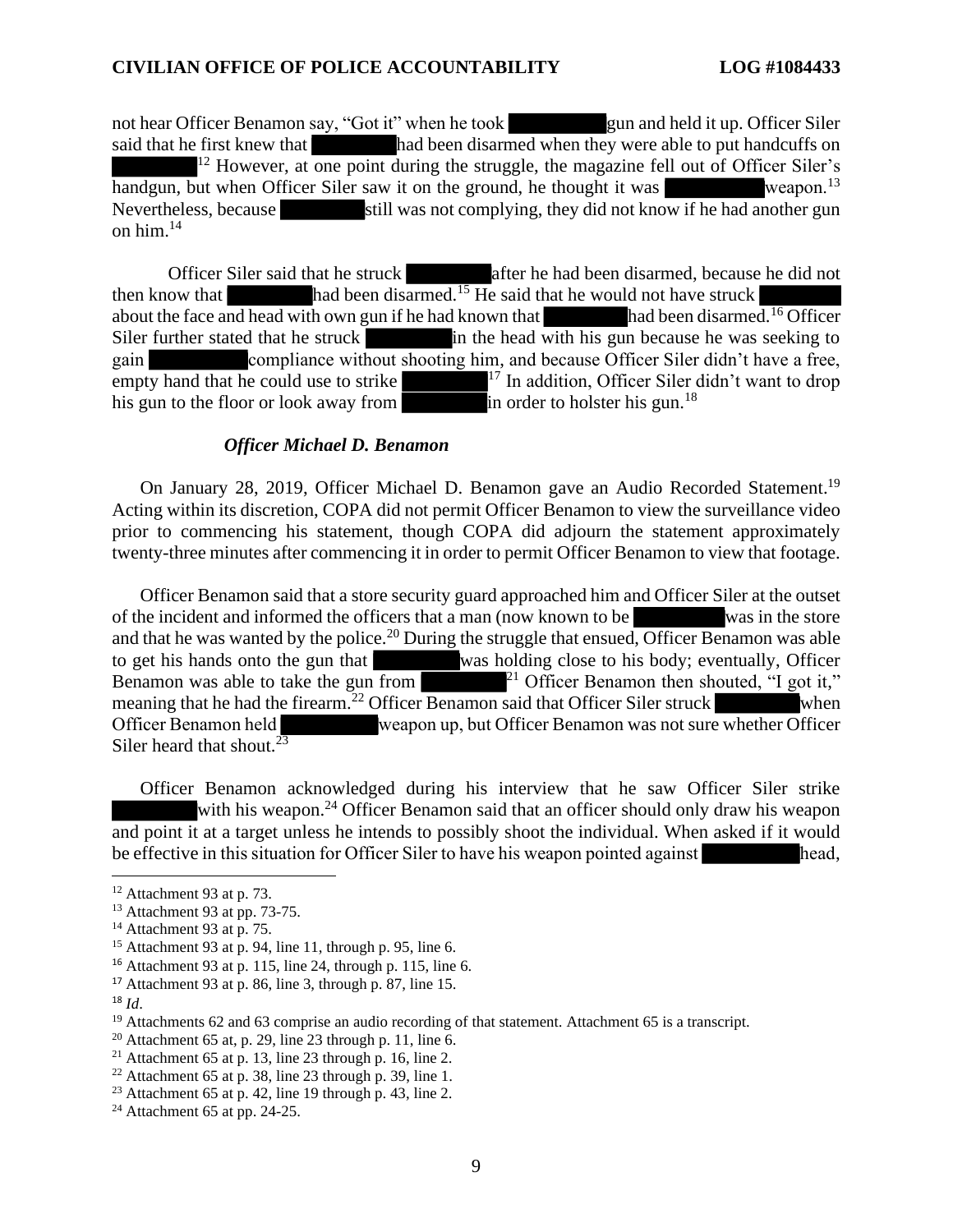not hear Officer Benamon say, "Got it" when he took [REDACTED] gun and held it up. Officer Siler said that he first knew that [REDACTED] had been disarmed when they were able to put handcuffs on [REDACTED][12] However, at one point during the struggle, the magazine fell out of Officer Siler's handgun, but when Officer Siler saw it on the ground, he thought it was [REDACTED] weapon.[13] Nevertheless, because [REDACTED] still was not complying, they did not know if he had another gun on him.[14]

Officer Siler said that he struck [REDACTED] after he had been disarmed, because he did not then know that [REDACTED] had been disarmed.[15] He said that he would not have struck [REDACTED] about the face and head with own gun if he had known that [REDACTED] had been disarmed.[16] Officer Siler further stated that he struck [REDACTED] in the head with his gun because he was seeking to gain [REDACTED] compliance without shooting him, and because Officer Siler didn't have a free, empty hand that he could use to strike [REDACTED][17] In addition, Officer Siler didn't want to drop his gun to the floor or look away from [REDACTED] in order to holster his gun.[18]

### *Officer Michael D. Benamon*

On January 28, 2019, Officer Michael D. Benamon gave an Audio Recorded Statement.[19] Acting within its discretion, COPA did not permit Officer Benamon to view the surveillance video prior to commencing his statement, though COPA did adjourn the statement approximately twenty-three minutes after commencing it in order to permit Officer Benamon to view that footage.

Officer Benamon said that a store security guard approached him and Officer Siler at the outset of the incident and informed the officers that a man (now known to be [REDACTED] was in the store and that he was wanted by the police.[20] During the struggle that ensued, Officer Benamon was able to get his hands onto the gun that [REDACTED] was holding close to his body; eventually, Officer Benamon was able to take the gun from [REDACTED][21] Officer Benamon then shouted, "I got it," meaning that he had the firearm.[22] Officer Benamon said that Officer Siler struck [REDACTED] when Officer Benamon held [REDACTED] weapon up, but Officer Benamon was not sure whether Officer Siler heard that shout.[23]

Officer Benamon acknowledged during his interview that he saw Officer Siler strike [REDACTED] with his weapon.[24] Officer Benamon said that an officer should only draw his weapon and point it at a target unless he intends to possibly shoot the individual. When asked if it would be effective in this situation for Officer Siler to have his weapon pointed against [REDACTED] head,

---

[12] Attachment 93 at p. 73.

[13] Attachment 93 at pp. 73-75.

[14] Attachment 93 at p. 75.

[15] Attachment 93 at p. 94, line 11, through p. 95, line 6.

[16] Attachment 93 at p. 115, line 24, through p. 115, line 6.

[17] Attachment 93 at p. 86, line 3, through p. 87, line 15.

[18] *Id*.

[19] Attachments 62 and 63 comprise an audio recording of that statement. Attachment 65 is a transcript.

[20] Attachment 65 at, p. 29, line 23 through p. 11, line 6.

[21] Attachment 65 at p. 13, line 23 through p. 16, line 2.

[22] Attachment 65 at p. 38, line 23 through p. 39, line 1.

[23] Attachment 65 at p. 42, line 19 through p. 43, line 2.

[24] Attachment 65 at pp. 24-25.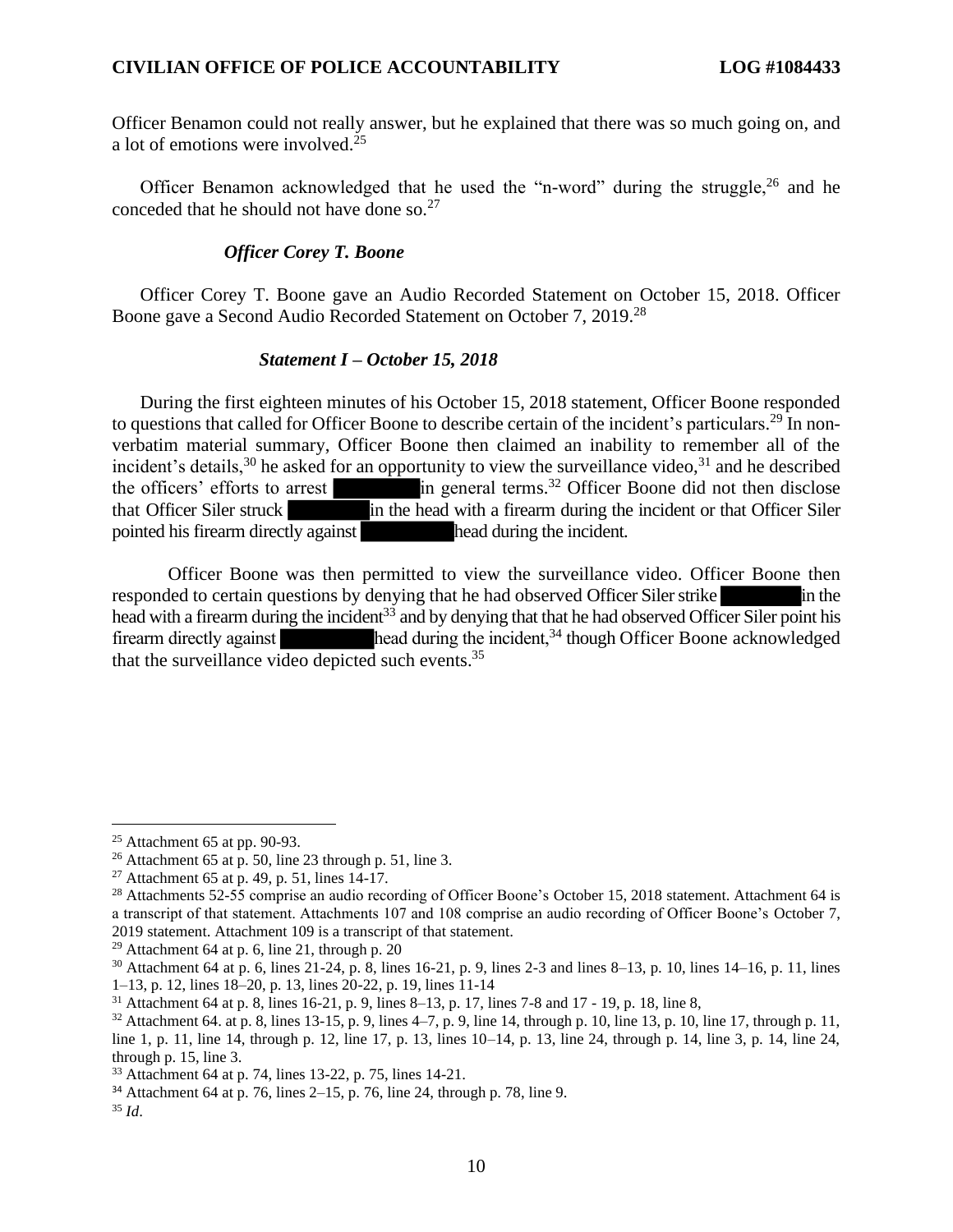Officer Benamon could not really answer, but he explained that there was so much going on, and a lot of emotions were involved.[25]

Officer Benamon acknowledged that he used the "n-word" during the struggle,[26] and he conceded that he should not have done so.[27]

***Officer Corey T. Boone***

Officer Corey T. Boone gave an Audio Recorded Statement on October 15, 2018. Officer Boone gave a Second Audio Recorded Statement on October 7, 2019.[28]

***Statement I – October 15, 2018***

During the first eighteen minutes of his October 15, 2018 statement, Officer Boone responded to questions that called for Officer Boone to describe certain of the incident's particulars.[29] In non-verbatim material summary, Officer Boone then claimed an inability to remember all of the incident's details,[30] he asked for an opportunity to view the surveillance video,[31] and he described the officers' efforts to arrest ████████ in general terms.[32] Officer Boone did not then disclose that Officer Siler struck ████████ in the head with a firearm during the incident or that Officer Siler pointed his firearm directly against ████████ head during the incident.

Officer Boone was then permitted to view the surveillance video. Officer Boone then responded to certain questions by denying that he had observed Officer Siler strike ████████ in the head with a firearm during the incident[33] and by denying that that he had observed Officer Siler point his firearm directly against ████████ head during the incident,[34] though Officer Boone acknowledged that the surveillance video depicted such events.[35]

---

[25] Attachment 65 at pp. 90-93.

[26] Attachment 65 at p. 50, line 23 through p. 51, line 3.

[27] Attachment 65 at p. 49, p. 51, lines 14-17.

[28] Attachments 52-55 comprise an audio recording of Officer Boone's October 15, 2018 statement. Attachment 64 is a transcript of that statement. Attachments 107 and 108 comprise an audio recording of Officer Boone's October 7, 2019 statement. Attachment 109 is a transcript of that statement.

[29] Attachment 64 at p. 6, line 21, through p. 20

[30] Attachment 64 at p. 6, lines 21-24, p. 8, lines 16-21, p. 9, lines 2-3 and lines 8–13, p. 10, lines 14–16, p. 11, lines 1–13, p. 12, lines 18–20, p. 13, lines 20-22, p. 19, lines 11-14

[31] Attachment 64 at p. 8, lines 16-21, p. 9, lines 8–13, p. 17, lines 7-8 and 17 - 19, p. 18, line 8,

[32] Attachment 64. at p. 8, lines 13-15, p. 9, lines 4–7, p. 9, line 14, through p. 10, line 13, p. 10, line 17, through p. 11, line 1, p. 11, line 14, through p. 12, line 17, p. 13, lines 10–14, p. 13, line 24, through p. 14, line 3, p. 14, line 24, through p. 15, line 3.

[33] Attachment 64 at p. 74, lines 13-22, p. 75, lines 14-21.

[34] Attachment 64 at p. 76, lines 2–15, p. 76, line 24, through p. 78, line 9.

[35] *Id*.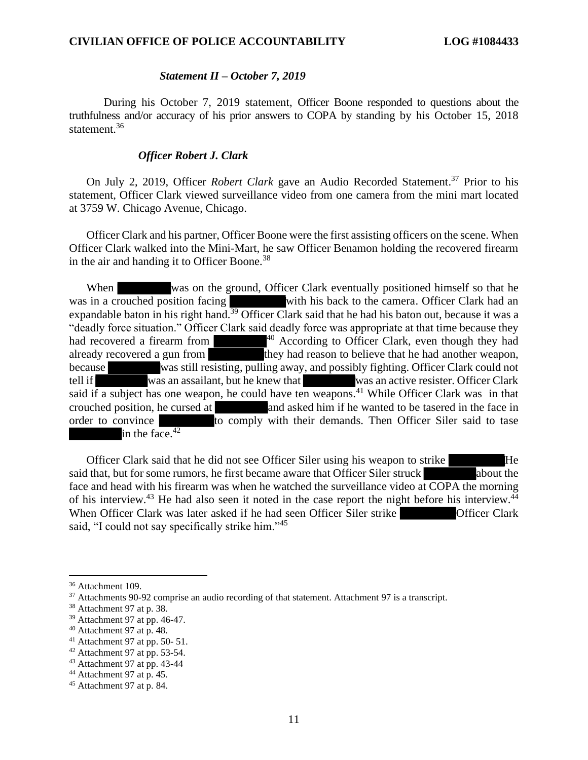### *Statement II – October 7, 2019*

During his October 7, 2019 statement, Officer Boone responded to questions about the truthfulness and/or accuracy of his prior answers to COPA by standing by his October 15, 2018 statement.[36]

### *Officer Robert J. Clark*

On July 2, 2019, Officer *Robert Clark* gave an Audio Recorded Statement.[37] Prior to his statement, Officer Clark viewed surveillance video from one camera from the mini mart located at 3759 W. Chicago Avenue, Chicago.

Officer Clark and his partner, Officer Boone were the first assisting officers on the scene. When Officer Clark walked into the Mini-Mart, he saw Officer Benamon holding the recovered firearm in the air and handing it to Officer Boone.[38]

When ████ was on the ground, Officer Clark eventually positioned himself so that he was in a crouched position facing ████ with his back to the camera. Officer Clark had an expandable baton in his right hand.[39] Officer Clark said that he had his baton out, because it was a "deadly force situation." Officer Clark said deadly force was appropriate at that time because they had recovered a firearm from ████[40] According to Officer Clark, even though they had already recovered a gun from ████ they had reason to believe that he had another weapon, because ████ was still resisting, pulling away, and possibly fighting. Officer Clark could not tell if ████ was an assailant, but he knew that ████ was an active resister. Officer Clark said if a subject has one weapon, he could have ten weapons.[41] While Officer Clark was in that crouched position, he cursed at ████ and asked him if he wanted to be tasered in the face in order to convince ████ to comply with their demands. Then Officer Siler said to tase ████ in the face.[42]

Officer Clark said that he did not see Officer Siler using his weapon to strike ████ He said that, but for some rumors, he first became aware that Officer Siler struck ████ about the face and head with his firearm was when he watched the surveillance video at COPA the morning of his interview.[43] He had also seen it noted in the case report the night before his interview.[44] When Officer Clark was later asked if he had seen Officer Siler strike ████ Officer Clark said, "I could not say specifically strike him."[45]

---

[36] Attachment 109.
[37] Attachments 90-92 comprise an audio recording of that statement. Attachment 97 is a transcript.
[38] Attachment 97 at p. 38.
[39] Attachment 97 at pp. 46-47.
[40] Attachment 97 at p. 48.
[41] Attachment 97 at pp. 50- 51.
[42] Attachment 97 at pp. 53-54.
[43] Attachment 97 at pp. 43-44
[44] Attachment 97 at p. 45.
[45] Attachment 97 at p. 84.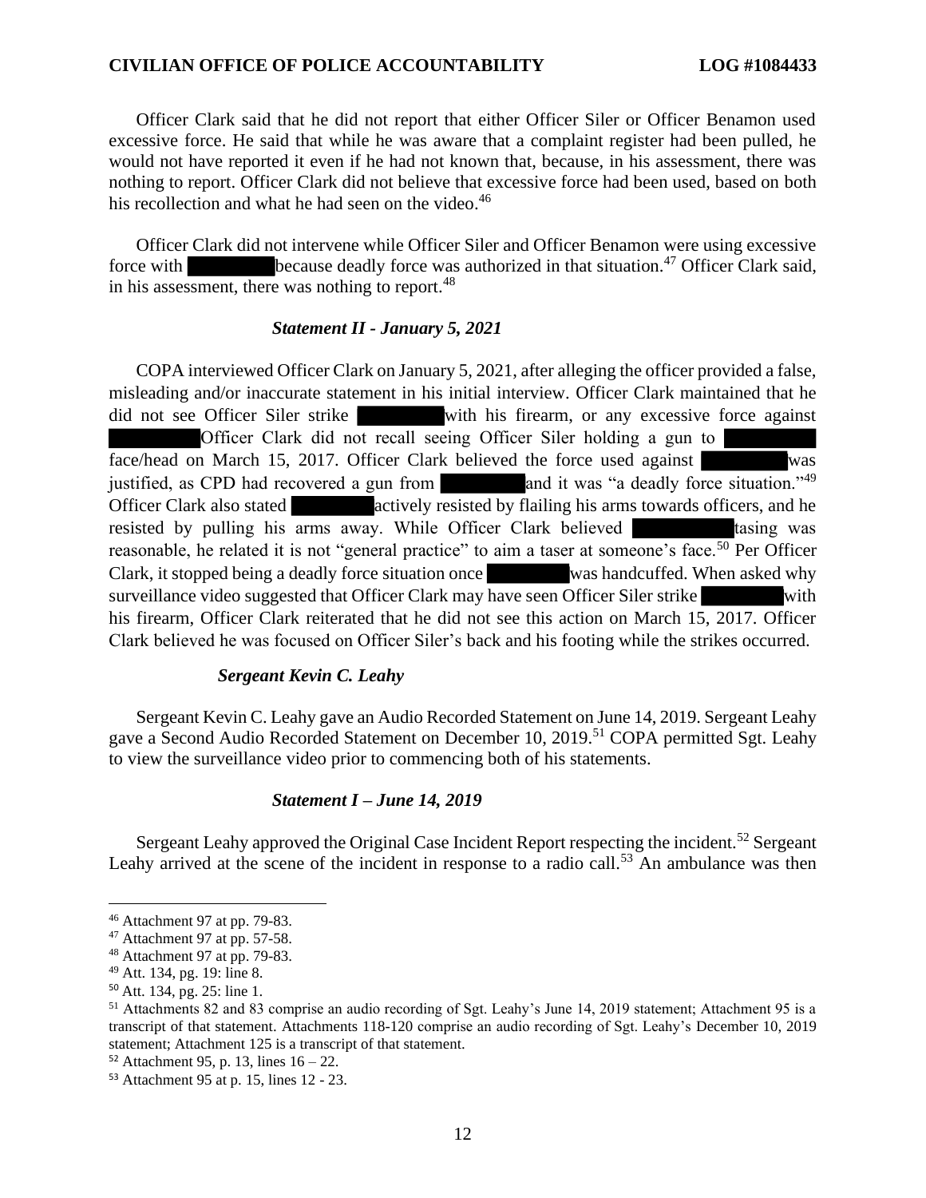Officer Clark said that he did not report that either Officer Siler or Officer Benamon used excessive force. He said that while he was aware that a complaint register had been pulled, he would not have reported it even if he had not known that, because, in his assessment, there was nothing to report. Officer Clark did not believe that excessive force had been used, based on both his recollection and what he had seen on the video.[46]

Officer Clark did not intervene while Officer Siler and Officer Benamon were using excessive force with ██████ because deadly force was authorized in that situation.[47] Officer Clark said, in his assessment, there was nothing to report.[48]

***Statement II - January 5, 2021***

COPA interviewed Officer Clark on January 5, 2021, after alleging the officer provided a false, misleading and/or inaccurate statement in his initial interview. Officer Clark maintained that he did not see Officer Siler strike ██████ with his firearm, or any excessive force against ██████ Officer Clark did not recall seeing Officer Siler holding a gun to ██████ face/head on March 15, 2017. Officer Clark believed the force used against ██████ was justified, as CPD had recovered a gun from ██████ and it was "a deadly force situation."[49] Officer Clark also stated ██████ actively resisted by flailing his arms towards officers, and he resisted by pulling his arms away. While Officer Clark believed ██████ tasing was reasonable, he related it is not "general practice" to aim a taser at someone's face.[50] Per Officer Clark, it stopped being a deadly force situation once ██████ was handcuffed. When asked why surveillance video suggested that Officer Clark may have seen Officer Siler strike ██████ with his firearm, Officer Clark reiterated that he did not see this action on March 15, 2017. Officer Clark believed he was focused on Officer Siler's back and his footing while the strikes occurred.

***Sergeant Kevin C. Leahy***

Sergeant Kevin C. Leahy gave an Audio Recorded Statement on June 14, 2019. Sergeant Leahy gave a Second Audio Recorded Statement on December 10, 2019.[51] COPA permitted Sgt. Leahy to view the surveillance video prior to commencing both of his statements.

***Statement I – June 14, 2019***

Sergeant Leahy approved the Original Case Incident Report respecting the incident.[52] Sergeant Leahy arrived at the scene of the incident in response to a radio call.[53] An ambulance was then

---

[46] Attachment 97 at pp. 79-83.

[47] Attachment 97 at pp. 57-58.

[48] Attachment 97 at pp. 79-83.

[49] Att. 134, pg. 19: line 8.

[50] Att. 134, pg. 25: line 1.

[51] Attachments 82 and 83 comprise an audio recording of Sgt. Leahy's June 14, 2019 statement; Attachment 95 is a transcript of that statement. Attachments 118-120 comprise an audio recording of Sgt. Leahy's December 10, 2019 statement; Attachment 125 is a transcript of that statement.

[52] Attachment 95, p. 13, lines 16 – 22.

[53] Attachment 95 at p. 15, lines 12 - 23.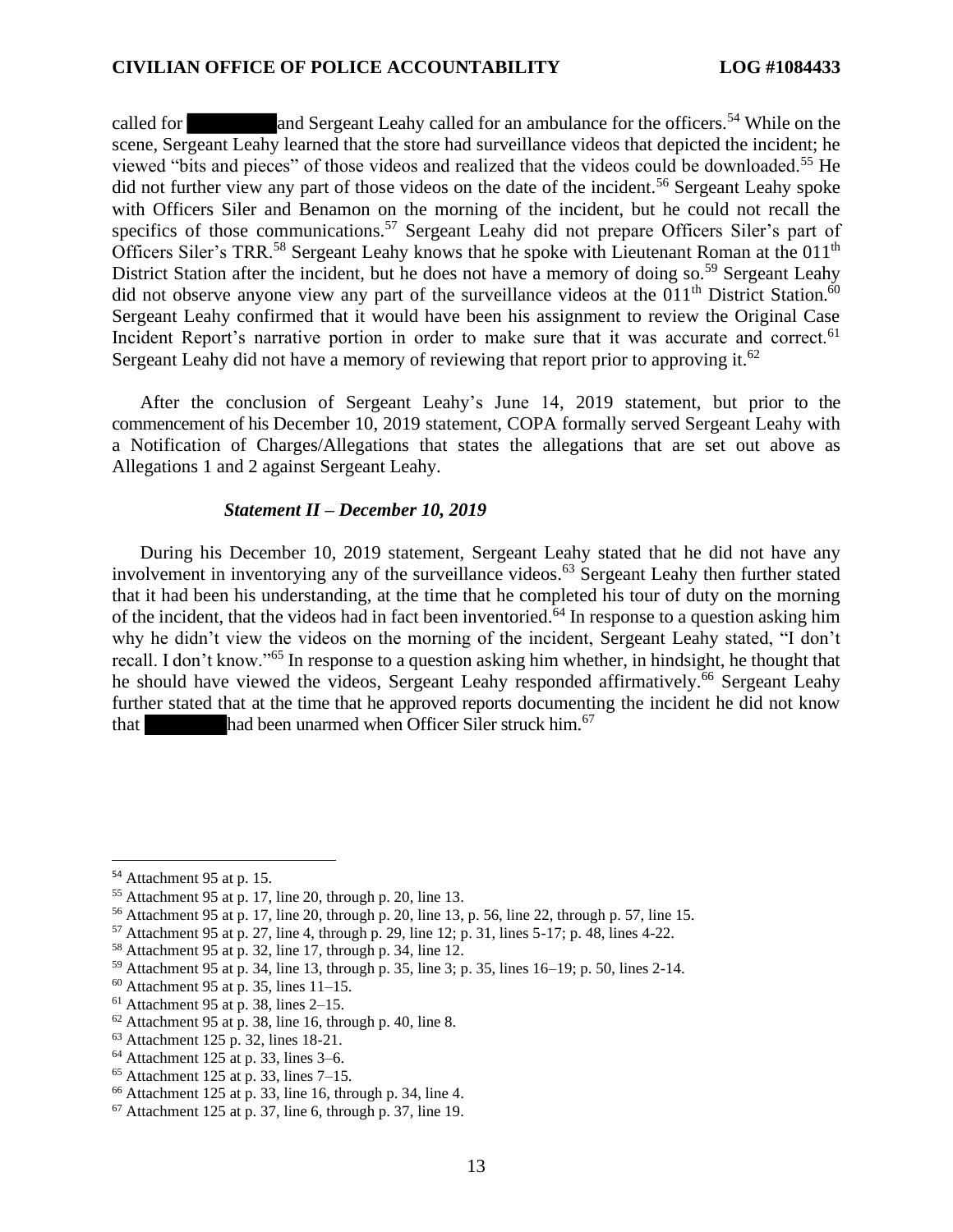called for ████████ and Sergeant Leahy called for an ambulance for the officers.[54] While on the scene, Sergeant Leahy learned that the store had surveillance videos that depicted the incident; he viewed "bits and pieces" of those videos and realized that the videos could be downloaded.[55] He did not further view any part of those videos on the date of the incident.[56] Sergeant Leahy spoke with Officers Siler and Benamon on the morning of the incident, but he could not recall the specifics of those communications.[57] Sergeant Leahy did not prepare Officers Siler's part of Officers Siler's TRR.[58] Sergeant Leahy knows that he spoke with Lieutenant Roman at the 011th District Station after the incident, but he does not have a memory of doing so.[59] Sergeant Leahy did not observe anyone view any part of the surveillance videos at the 011th District Station.[60] Sergeant Leahy confirmed that it would have been his assignment to review the Original Case Incident Report's narrative portion in order to make sure that it was accurate and correct.[61] Sergeant Leahy did not have a memory of reviewing that report prior to approving it.[62]

After the conclusion of Sergeant Leahy's June 14, 2019 statement, but prior to the commencement of his December 10, 2019 statement, COPA formally served Sergeant Leahy with a Notification of Charges/Allegations that states the allegations that are set out above as Allegations 1 and 2 against Sergeant Leahy.

***Statement II – December 10, 2019***

During his December 10, 2019 statement, Sergeant Leahy stated that he did not have any involvement in inventorying any of the surveillance videos.[63] Sergeant Leahy then further stated that it had been his understanding, at the time that he completed his tour of duty on the morning of the incident, that the videos had in fact been inventoried.[64] In response to a question asking him why he didn't view the videos on the morning of the incident, Sergeant Leahy stated, "I don't recall. I don't know."[65] In response to a question asking him whether, in hindsight, he thought that he should have viewed the videos, Sergeant Leahy responded affirmatively.[66] Sergeant Leahy further stated that at the time that he approved reports documenting the incident he did not know that ████████ had been unarmed when Officer Siler struck him.[67]

---

[54] Attachment 95 at p. 15.

[55] Attachment 95 at p. 17, line 20, through p. 20, line 13.

[56] Attachment 95 at p. 17, line 20, through p. 20, line 13, p. 56, line 22, through p. 57, line 15.

[57] Attachment 95 at p. 27, line 4, through p. 29, line 12; p. 31, lines 5-17; p. 48, lines 4-22.

[58] Attachment 95 at p. 32, line 17, through p. 34, line 12.

[59] Attachment 95 at p. 34, line 13, through p. 35, line 3; p. 35, lines 16–19; p. 50, lines 2-14.

[60] Attachment 95 at p. 35, lines 11–15.

[61] Attachment 95 at p. 38, lines 2–15.

[62] Attachment 95 at p. 38, line 16, through p. 40, line 8.

[63] Attachment 125 p. 32, lines 18-21.

[64] Attachment 125 at p. 33, lines 3–6.

[65] Attachment 125 at p. 33, lines 7–15.

[66] Attachment 125 at p. 33, line 16, through p. 34, line 4.

[67] Attachment 125 at p. 37, line 6, through p. 37, line 19.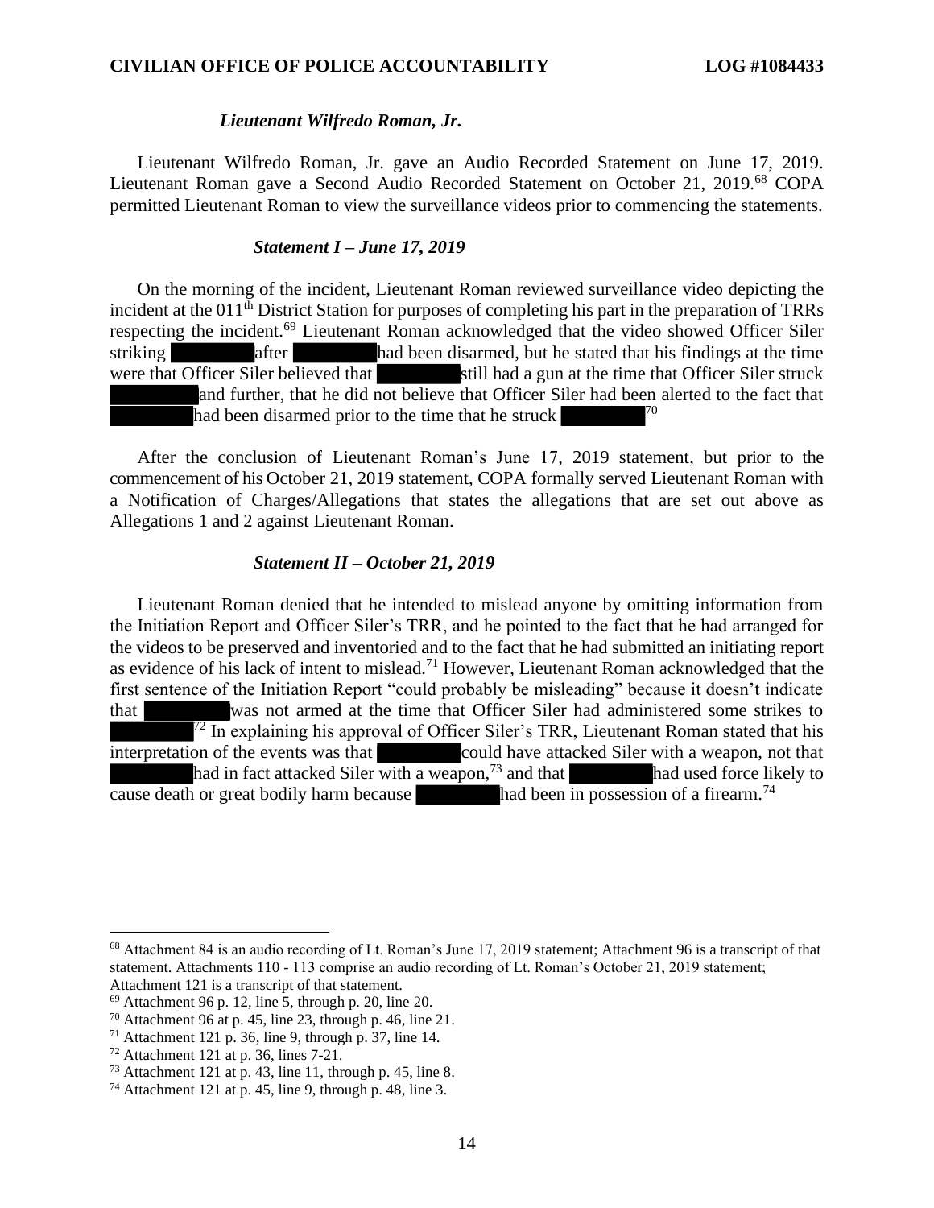***Lieutenant Wilfredo Roman, Jr.***

Lieutenant Wilfredo Roman, Jr. gave an Audio Recorded Statement on June 17, 2019. Lieutenant Roman gave a Second Audio Recorded Statement on October 21, 2019.[68] COPA permitted Lieutenant Roman to view the surveillance videos prior to commencing the statements.

***Statement I – June 17, 2019***

On the morning of the incident, Lieutenant Roman reviewed surveillance video depicting the incident at the 011th District Station for purposes of completing his part in the preparation of TRRs respecting the incident.[69] Lieutenant Roman acknowledged that the video showed Officer Siler striking ████ after ████ had been disarmed, but he stated that his findings at the time were that Officer Siler believed that ████ still had a gun at the time that Officer Siler struck ████ and further, that he did not believe that Officer Siler had been alerted to the fact that ████ had been disarmed prior to the time that he struck ████[70]

After the conclusion of Lieutenant Roman's June 17, 2019 statement, but prior to the commencement of his October 21, 2019 statement, COPA formally served Lieutenant Roman with a Notification of Charges/Allegations that states the allegations that are set out above as Allegations 1 and 2 against Lieutenant Roman.

***Statement II – October 21, 2019***

Lieutenant Roman denied that he intended to mislead anyone by omitting information from the Initiation Report and Officer Siler's TRR, and he pointed to the fact that he had arranged for the videos to be preserved and inventoried and to the fact that he had submitted an initiating report as evidence of his lack of intent to mislead.[71] However, Lieutenant Roman acknowledged that the first sentence of the Initiation Report "could probably be misleading" because it doesn't indicate that ████ was not armed at the time that Officer Siler had administered some strikes to ████[72] In explaining his approval of Officer Siler's TRR, Lieutenant Roman stated that his interpretation of the events was that ████ could have attacked Siler with a weapon, not that ████ had in fact attacked Siler with a weapon,[73] and that ████ had used force likely to cause death or great bodily harm because ████ had been in possession of a firearm.[74]

---

[68] Attachment 84 is an audio recording of Lt. Roman's June 17, 2019 statement; Attachment 96 is a transcript of that statement. Attachments 110 - 113 comprise an audio recording of Lt. Roman's October 21, 2019 statement; Attachment 121 is a transcript of that statement.

[69] Attachment 96 p. 12, line 5, through p. 20, line 20.

[70] Attachment 96 at p. 45, line 23, through p. 46, line 21.

[71] Attachment 121 p. 36, line 9, through p. 37, line 14.

[72] Attachment 121 at p. 36, lines 7-21.

[73] Attachment 121 at p. 43, line 11, through p. 45, line 8.

[74] Attachment 121 at p. 45, line 9, through p. 48, line 3.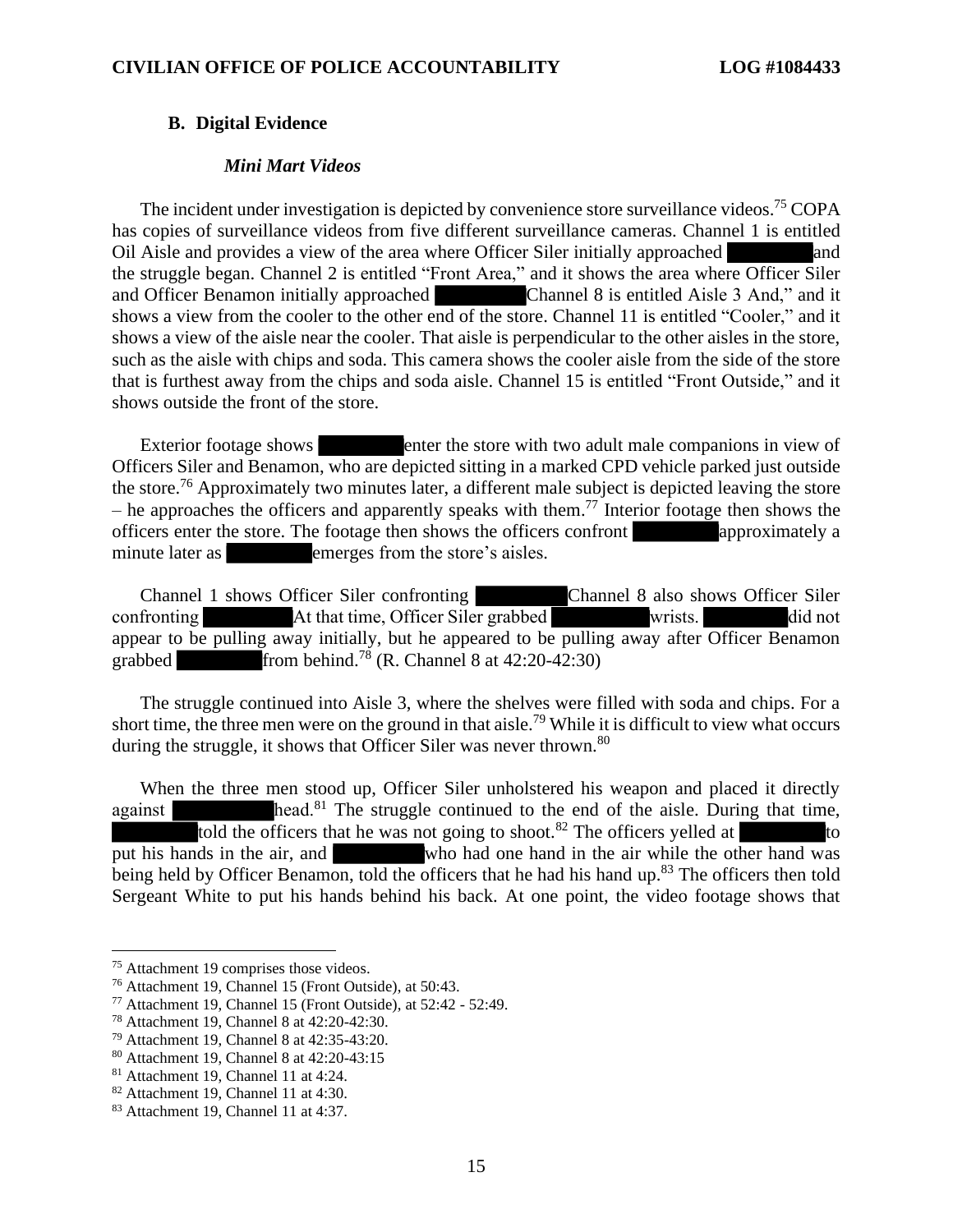### B. Digital Evidence

#### *Mini Mart Videos*

The incident under investigation is depicted by convenience store surveillance videos.[75] COPA has copies of surveillance videos from five different surveillance cameras. Channel 1 is entitled Oil Aisle and provides a view of the area where Officer Siler initially approached [REDACTED] and the struggle began. Channel 2 is entitled "Front Area," and it shows the area where Officer Siler and Officer Benamon initially approached [REDACTED] Channel 8 is entitled Aisle 3 And," and it shows a view from the cooler to the other end of the store. Channel 11 is entitled "Cooler," and it shows a view of the aisle near the cooler. That aisle is perpendicular to the other aisles in the store, such as the aisle with chips and soda. This camera shows the cooler aisle from the side of the store that is furthest away from the chips and soda aisle. Channel 15 is entitled "Front Outside," and it shows outside the front of the store.

Exterior footage shows [REDACTED] enter the store with two adult male companions in view of Officers Siler and Benamon, who are depicted sitting in a marked CPD vehicle parked just outside the store.[76] Approximately two minutes later, a different male subject is depicted leaving the store – he approaches the officers and apparently speaks with them.[77] Interior footage then shows the officers enter the store. The footage then shows the officers confront [REDACTED] approximately a minute later as [REDACTED] emerges from the store's aisles.

Channel 1 shows Officer Siler confronting [REDACTED] Channel 8 also shows Officer Siler confronting [REDACTED] At that time, Officer Siler grabbed [REDACTED] wrists. [REDACTED] did not appear to be pulling away initially, but he appeared to be pulling away after Officer Benamon grabbed [REDACTED] from behind.[78] (R. Channel 8 at 42:20-42:30)

The struggle continued into Aisle 3, where the shelves were filled with soda and chips. For a short time, the three men were on the ground in that aisle.[79] While it is difficult to view what occurs during the struggle, it shows that Officer Siler was never thrown.[80]

When the three men stood up, Officer Siler unholstered his weapon and placed it directly against [REDACTED] head.[81] The struggle continued to the end of the aisle. During that time, [REDACTED] told the officers that he was not going to shoot.[82] The officers yelled at [REDACTED] to put his hands in the air, and [REDACTED] who had one hand in the air while the other hand was being held by Officer Benamon, told the officers that he had his hand up.[83] The officers then told Sergeant White to put his hands behind his back. At one point, the video footage shows that

---

[75] Attachment 19 comprises those videos.
[76] Attachment 19, Channel 15 (Front Outside), at 50:43.
[77] Attachment 19, Channel 15 (Front Outside), at 52:42 - 52:49.
[78] Attachment 19, Channel 8 at 42:20-42:30.
[79] Attachment 19, Channel 8 at 42:35-43:20.
[80] Attachment 19, Channel 8 at 42:20-43:15
[81] Attachment 19, Channel 11 at 4:24.
[82] Attachment 19, Channel 11 at 4:30.
[83] Attachment 19, Channel 11 at 4:37.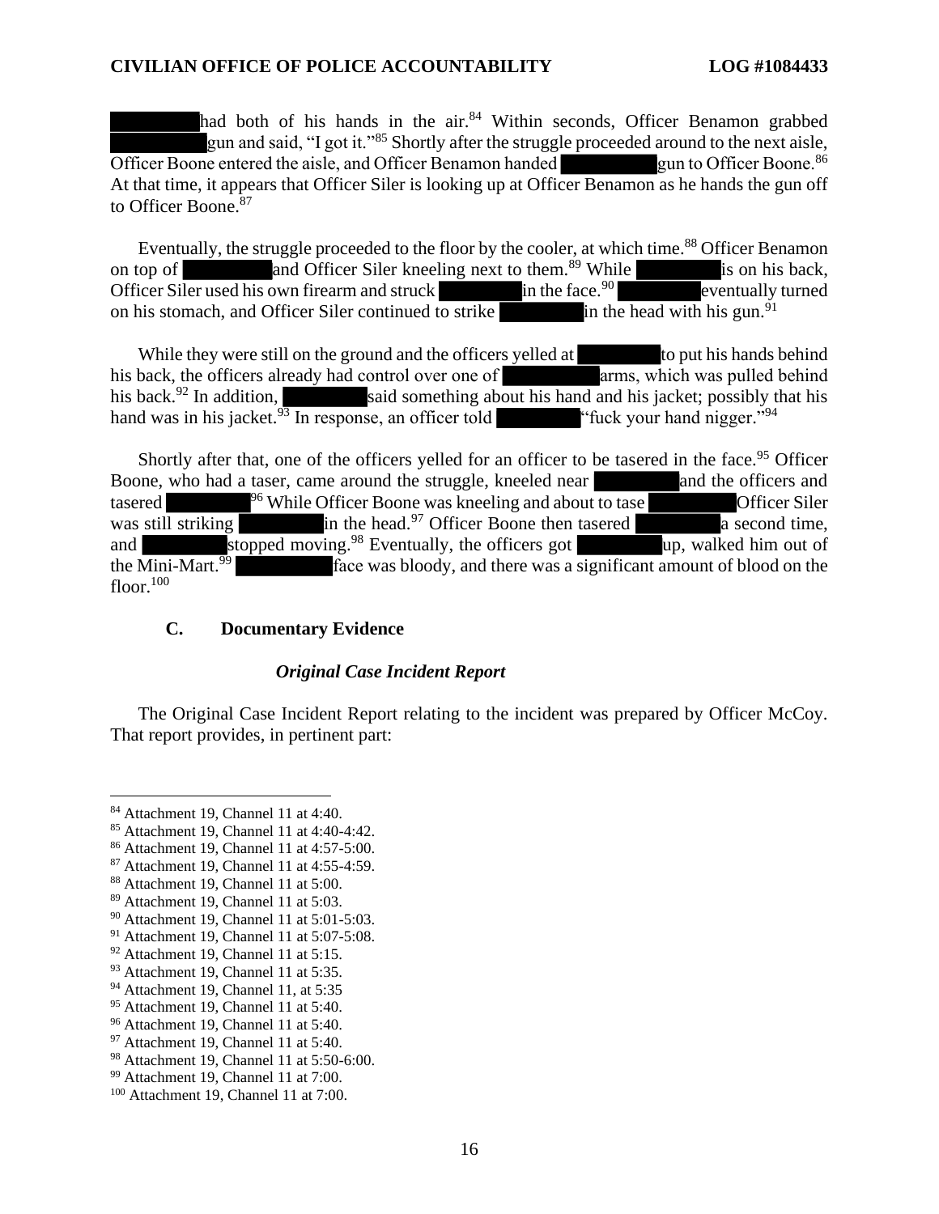[REDACTED] had both of his hands in the air.[84] Within seconds, Officer Benamon grabbed [REDACTED] gun and said, "I got it."[85] Shortly after the struggle proceeded around to the next aisle, Officer Boone entered the aisle, and Officer Benamon handed [REDACTED] gun to Officer Boone.[86] At that time, it appears that Officer Siler is looking up at Officer Benamon as he hands the gun off to Officer Boone.[87]

Eventually, the struggle proceeded to the floor by the cooler, at which time.[88] Officer Benamon on top of [REDACTED] and Officer Siler kneeling next to them.[89] While [REDACTED] is on his back, Officer Siler used his own firearm and struck [REDACTED] in the face.[90] [REDACTED] eventually turned on his stomach, and Officer Siler continued to strike [REDACTED] in the head with his gun.[91]

While they were still on the ground and the officers yelled at [REDACTED] to put his hands behind his back, the officers already had control over one of [REDACTED] arms, which was pulled behind his back.[92] In addition, [REDACTED] said something about his hand and his jacket; possibly that his hand was in his jacket.[93] In response, an officer told [REDACTED] "fuck your hand nigger."[94]

Shortly after that, one of the officers yelled for an officer to be tasered in the face.[95] Officer Boone, who had a taser, came around the struggle, kneeled near [REDACTED] and the officers and tasered [REDACTED][96] While Officer Boone was kneeling and about to tase [REDACTED] Officer Siler was still striking [REDACTED] in the head.[97] Officer Boone then tasered [REDACTED] a second time, and [REDACTED] stopped moving.[98] Eventually, the officers got [REDACTED] up, walked him out of the Mini-Mart.[99] [REDACTED] face was bloody, and there was a significant amount of blood on the floor.[100]

### C. Documentary Evidence

#### *Original Case Incident Report*

The Original Case Incident Report relating to the incident was prepared by Officer McCoy. That report provides, in pertinent part:

---

[84] Attachment 19, Channel 11 at 4:40.
[85] Attachment 19, Channel 11 at 4:40-4:42.
[86] Attachment 19, Channel 11 at 4:57-5:00.
[87] Attachment 19, Channel 11 at 4:55-4:59.
[88] Attachment 19, Channel 11 at 5:00.
[89] Attachment 19, Channel 11 at 5:03.
[90] Attachment 19, Channel 11 at 5:01-5:03.
[91] Attachment 19, Channel 11 at 5:07-5:08.
[92] Attachment 19, Channel 11 at 5:15.
[93] Attachment 19, Channel 11 at 5:35.
[94] Attachment 19, Channel 11, at 5:35
[95] Attachment 19, Channel 11 at 5:40.
[96] Attachment 19, Channel 11 at 5:40.
[97] Attachment 19, Channel 11 at 5:40.
[98] Attachment 19, Channel 11 at 5:50-6:00.
[99] Attachment 19, Channel 11 at 7:00.
[100] Attachment 19, Channel 11 at 7:00.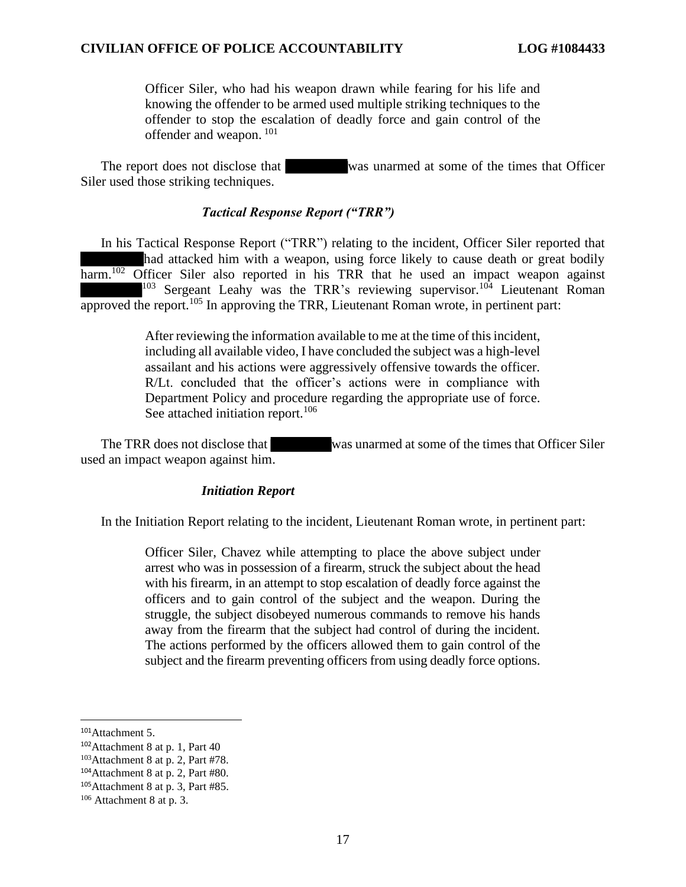> Officer Siler, who had his weapon drawn while fearing for his life and knowing the offender to be armed used multiple striking techniques to the offender to stop the escalation of deadly force and gain control of the offender and weapon. [101]

The report does not disclose that ██████ was unarmed at some of the times that Officer Siler used those striking techniques.

### *Tactical Response Report ("TRR")*

In his Tactical Response Report ("TRR") relating to the incident, Officer Siler reported that ██████ had attacked him with a weapon, using force likely to cause death or great bodily harm.[102] Officer Siler also reported in his TRR that he used an impact weapon against ██████[103] Sergeant Leahy was the TRR's reviewing supervisor.[104] Lieutenant Roman approved the report.[105] In approving the TRR, Lieutenant Roman wrote, in pertinent part:

> After reviewing the information available to me at the time of this incident, including all available video, I have concluded the subject was a high-level assailant and his actions were aggressively offensive towards the officer. R/Lt. concluded that the officer's actions were in compliance with Department Policy and procedure regarding the appropriate use of force. See attached initiation report.[106]

The TRR does not disclose that ██████ was unarmed at some of the times that Officer Siler used an impact weapon against him.

### *Initiation Report*

In the Initiation Report relating to the incident, Lieutenant Roman wrote, in pertinent part:

> Officer Siler, Chavez while attempting to place the above subject under arrest who was in possession of a firearm, struck the subject about the head with his firearm, in an attempt to stop escalation of deadly force against the officers and to gain control of the subject and the weapon. During the struggle, the subject disobeyed numerous commands to remove his hands away from the firearm that the subject had control of during the incident. The actions performed by the officers allowed them to gain control of the subject and the firearm preventing officers from using deadly force options.

---

[101] Attachment 5.
[102] Attachment 8 at p. 1, Part 40
[103] Attachment 8 at p. 2, Part #78.
[104] Attachment 8 at p. 2, Part #80.
[105] Attachment 8 at p. 3, Part #85.
[106] Attachment 8 at p. 3.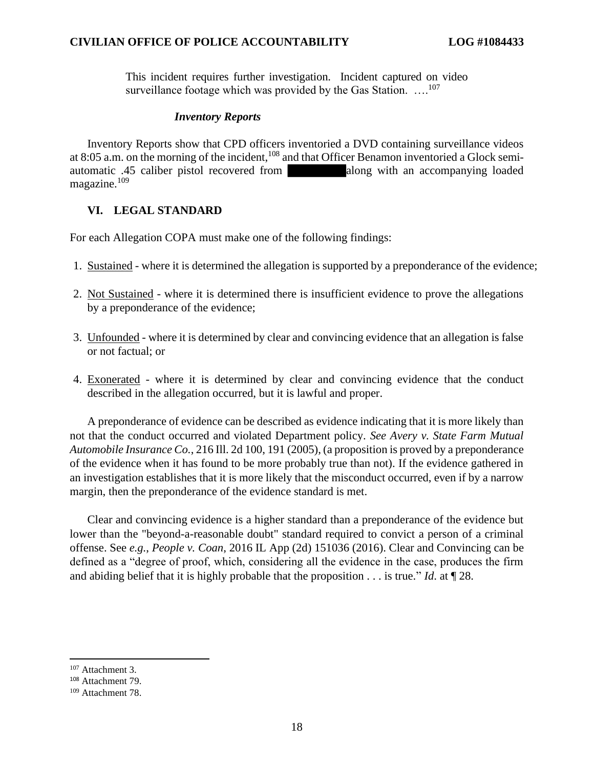> This incident requires further investigation. Incident captured on video surveillance footage which was provided by the Gas Station. ….[107]

### *Inventory Reports*

Inventory Reports show that CPD officers inventoried a DVD containing surveillance videos at 8:05 a.m. on the morning of the incident,[108] and that Officer Benamon inventoried a Glock semi-automatic .45 caliber pistol recovered from ██████ along with an accompanying loaded magazine.[109]

## VI. LEGAL STANDARD

For each Allegation COPA must make one of the following findings:

1. Sustained - where it is determined the allegation is supported by a preponderance of the evidence;
2. Not Sustained - where it is determined there is insufficient evidence to prove the allegations by a preponderance of the evidence;
3. Unfounded - where it is determined by clear and convincing evidence that an allegation is false or not factual; or
4. Exonerated - where it is determined by clear and convincing evidence that the conduct described in the allegation occurred, but it is lawful and proper.

A preponderance of evidence can be described as evidence indicating that it is more likely than not that the conduct occurred and violated Department policy. *See Avery v. State Farm Mutual Automobile Insurance Co.*, 216 Ill. 2d 100, 191 (2005), (a proposition is proved by a preponderance of the evidence when it has found to be more probably true than not). If the evidence gathered in an investigation establishes that it is more likely that the misconduct occurred, even if by a narrow margin, then the preponderance of the evidence standard is met.

Clear and convincing evidence is a higher standard than a preponderance of the evidence but lower than the "beyond-a-reasonable doubt" standard required to convict a person of a criminal offense. See *e.g., People v. Coan*, 2016 IL App (2d) 151036 (2016). Clear and Convincing can be defined as a "degree of proof, which, considering all the evidence in the case, produces the firm and abiding belief that it is highly probable that the proposition . . . is true." *Id.* at ¶ 28.

---

[107] Attachment 3.

[108] Attachment 79.

[109] Attachment 78.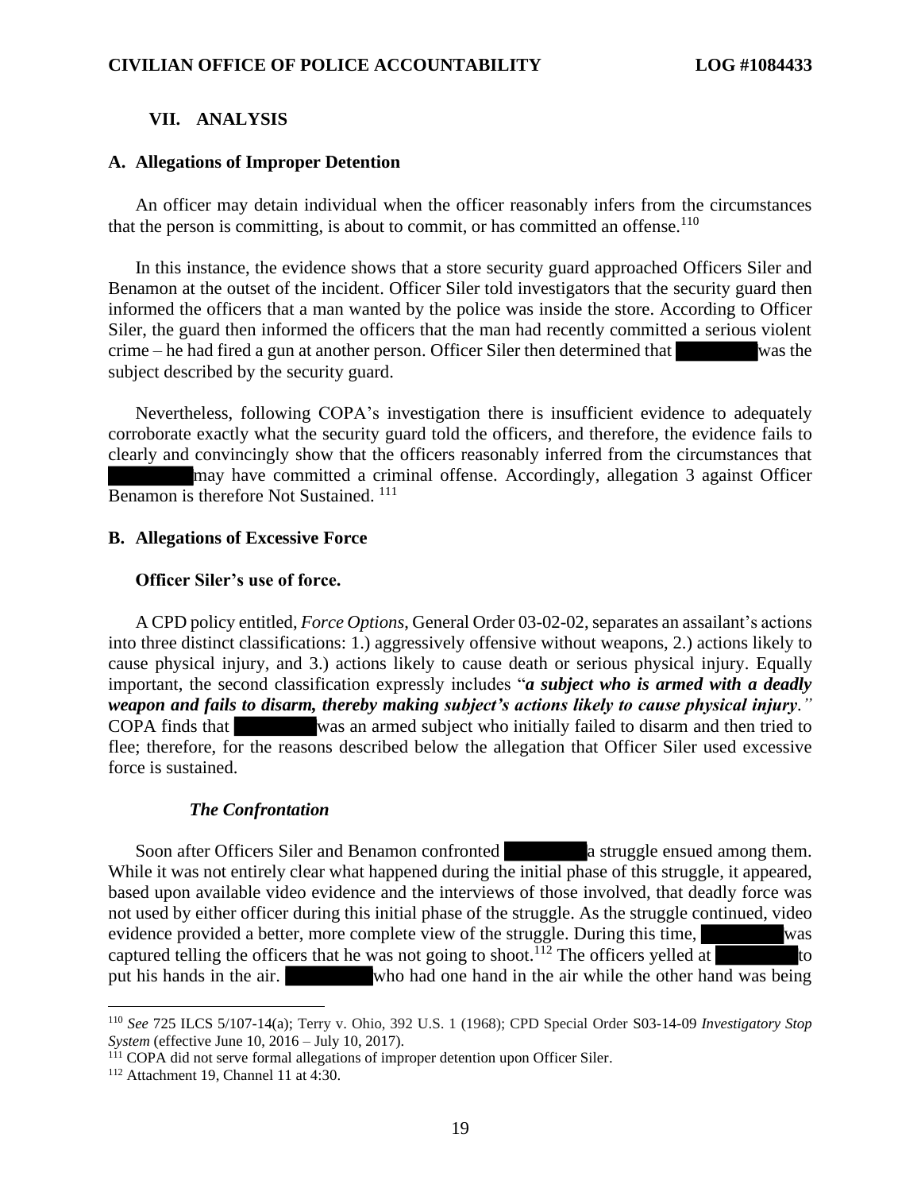## VII. ANALYSIS

### A. Allegations of Improper Detention

An officer may detain individual when the officer reasonably infers from the circumstances that the person is committing, is about to commit, or has committed an offense.[110]

In this instance, the evidence shows that a store security guard approached Officers Siler and Benamon at the outset of the incident. Officer Siler told investigators that the security guard then informed the officers that a man wanted by the police was inside the store. According to Officer Siler, the guard then informed the officers that the man had recently committed a serious violent crime – he had fired a gun at another person. Officer Siler then determined that [REDACTED] was the subject described by the security guard.

Nevertheless, following COPA's investigation there is insufficient evidence to adequately corroborate exactly what the security guard told the officers, and therefore, the evidence fails to clearly and convincingly show that the officers reasonably inferred from the circumstances that [REDACTED] may have committed a criminal offense. Accordingly, allegation 3 against Officer Benamon is therefore Not Sustained. [111]

### B. Allegations of Excessive Force

**Officer Siler's use of force.**

A CPD policy entitled, *Force Options*, General Order 03-02-02, separates an assailant's actions into three distinct classifications: 1.) aggressively offensive without weapons, 2.) actions likely to cause physical injury, and 3.) actions likely to cause death or serious physical injury. Equally important, the second classification expressly includes "***a subject who is armed with a deadly weapon and fails to disarm, thereby making subject's actions likely to cause physical injury**.*" COPA finds that [REDACTED] was an armed subject who initially failed to disarm and then tried to flee; therefore, for the reasons described below the allegation that Officer Siler used excessive force is sustained.

***The Confrontation***

Soon after Officers Siler and Benamon confronted [REDACTED] a struggle ensued among them. While it was not entirely clear what happened during the initial phase of this struggle, it appeared, based upon available video evidence and the interviews of those involved, that deadly force was not used by either officer during this initial phase of the struggle. As the struggle continued, video evidence provided a better, more complete view of the struggle. During this time, [REDACTED] was captured telling the officers that he was not going to shoot.[112] The officers yelled at [REDACTED] to put his hands in the air. [REDACTED] who had one hand in the air while the other hand was being

---

[110] *See* 725 ILCS 5/107-14(a); Terry v. Ohio, 392 U.S. 1 (1968); CPD Special Order S03-14-09 *Investigatory Stop System* (effective June 10, 2016 – July 10, 2017).

[111] COPA did not serve formal allegations of improper detention upon Officer Siler.

[112] Attachment 19, Channel 11 at 4:30.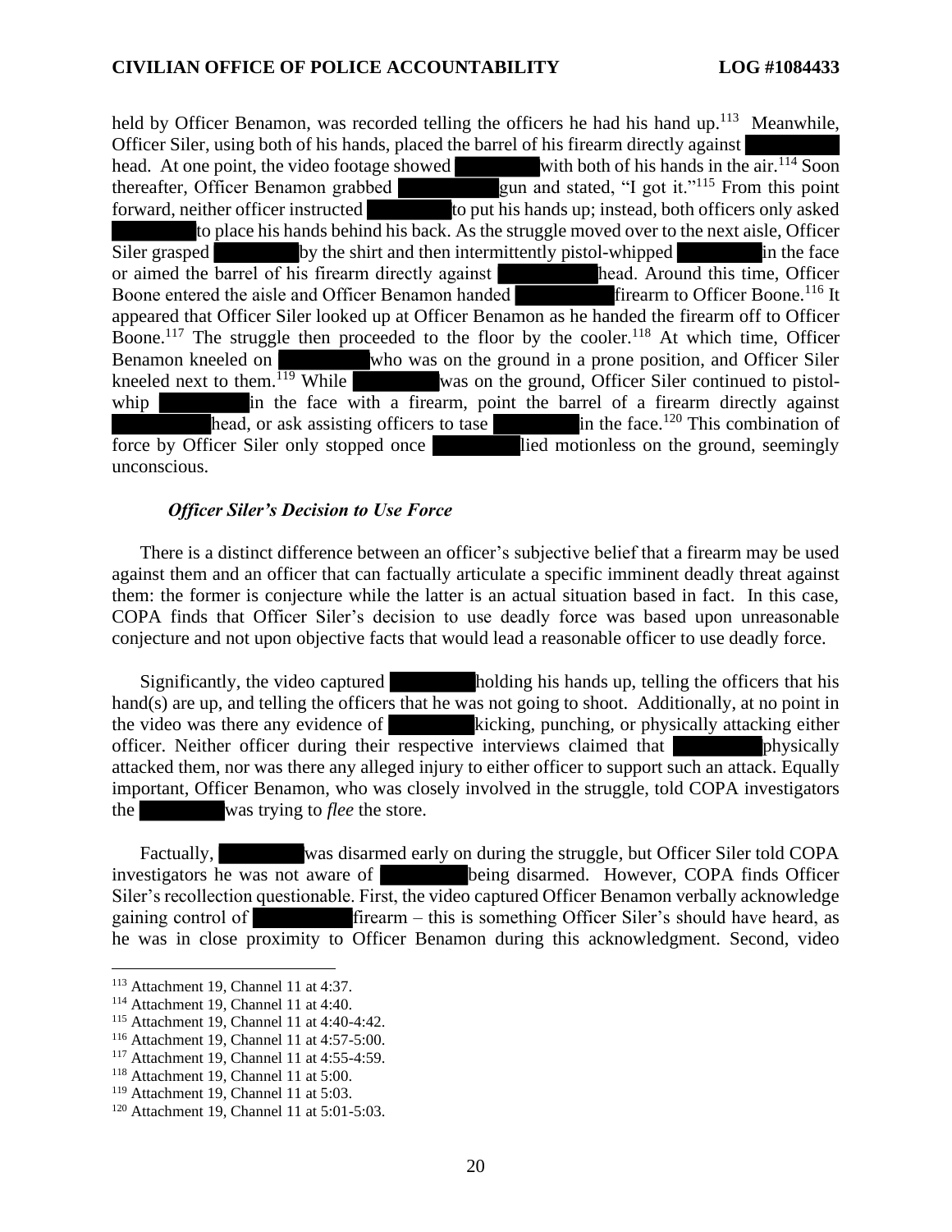held by Officer Benamon, was recorded telling the officers he had his hand up.[113] Meanwhile, Officer Siler, using both of his hands, placed the barrel of his firearm directly against ██████ head. At one point, the video footage showed ██████ with both of his hands in the air.[114] Soon thereafter, Officer Benamon grabbed ██████ gun and stated, "I got it."[115] From this point forward, neither officer instructed ██████ to put his hands up; instead, both officers only asked ██████ to place his hands behind his back. As the struggle moved over to the next aisle, Officer Siler grasped ██████ by the shirt and then intermittently pistol-whipped ██████ in the face or aimed the barrel of his firearm directly against ██████ head. Around this time, Officer Boone entered the aisle and Officer Benamon handed ██████ firearm to Officer Boone.[116] It appeared that Officer Siler looked up at Officer Benamon as he handed the firearm off to Officer Boone.[117] The struggle then proceeded to the floor by the cooler.[118] At which time, Officer Benamon kneeled on ██████ who was on the ground in a prone position, and Officer Siler kneeled next to them.[119] While ██████ was on the ground, Officer Siler continued to pistol-whip ██████ in the face with a firearm, point the barrel of a firearm directly against ██████ head, or ask assisting officers to tase ██████ in the face.[120] This combination of force by Officer Siler only stopped once ██████ lied motionless on the ground, seemingly unconscious.

***Officer Siler's Decision to Use Force***

There is a distinct difference between an officer's subjective belief that a firearm may be used against them and an officer that can factually articulate a specific imminent deadly threat against them: the former is conjecture while the latter is an actual situation based in fact. In this case, COPA finds that Officer Siler's decision to use deadly force was based upon unreasonable conjecture and not upon objective facts that would lead a reasonable officer to use deadly force.

Significantly, the video captured ██████ holding his hands up, telling the officers that his hand(s) are up, and telling the officers that he was not going to shoot. Additionally, at no point in the video was there any evidence of ██████ kicking, punching, or physically attacking either officer. Neither officer during their respective interviews claimed that ██████ physically attacked them, nor was there any alleged injury to either officer to support such an attack. Equally important, Officer Benamon, who was closely involved in the struggle, told COPA investigators the ██████ was trying to *flee* the store.

Factually, ██████ was disarmed early on during the struggle, but Officer Siler told COPA investigators he was not aware of ██████ being disarmed. However, COPA finds Officer Siler's recollection questionable. First, the video captured Officer Benamon verbally acknowledge gaining control of ██████ firearm – this is something Officer Siler's should have heard, as he was in close proximity to Officer Benamon during this acknowledgment. Second, video

---

[113] Attachment 19, Channel 11 at 4:37.
[114] Attachment 19, Channel 11 at 4:40.
[115] Attachment 19, Channel 11 at 4:40-4:42.
[116] Attachment 19, Channel 11 at 4:57-5:00.
[117] Attachment 19, Channel 11 at 4:55-4:59.
[118] Attachment 19, Channel 11 at 5:00.
[119] Attachment 19, Channel 11 at 5:03.
[120] Attachment 19, Channel 11 at 5:01-5:03.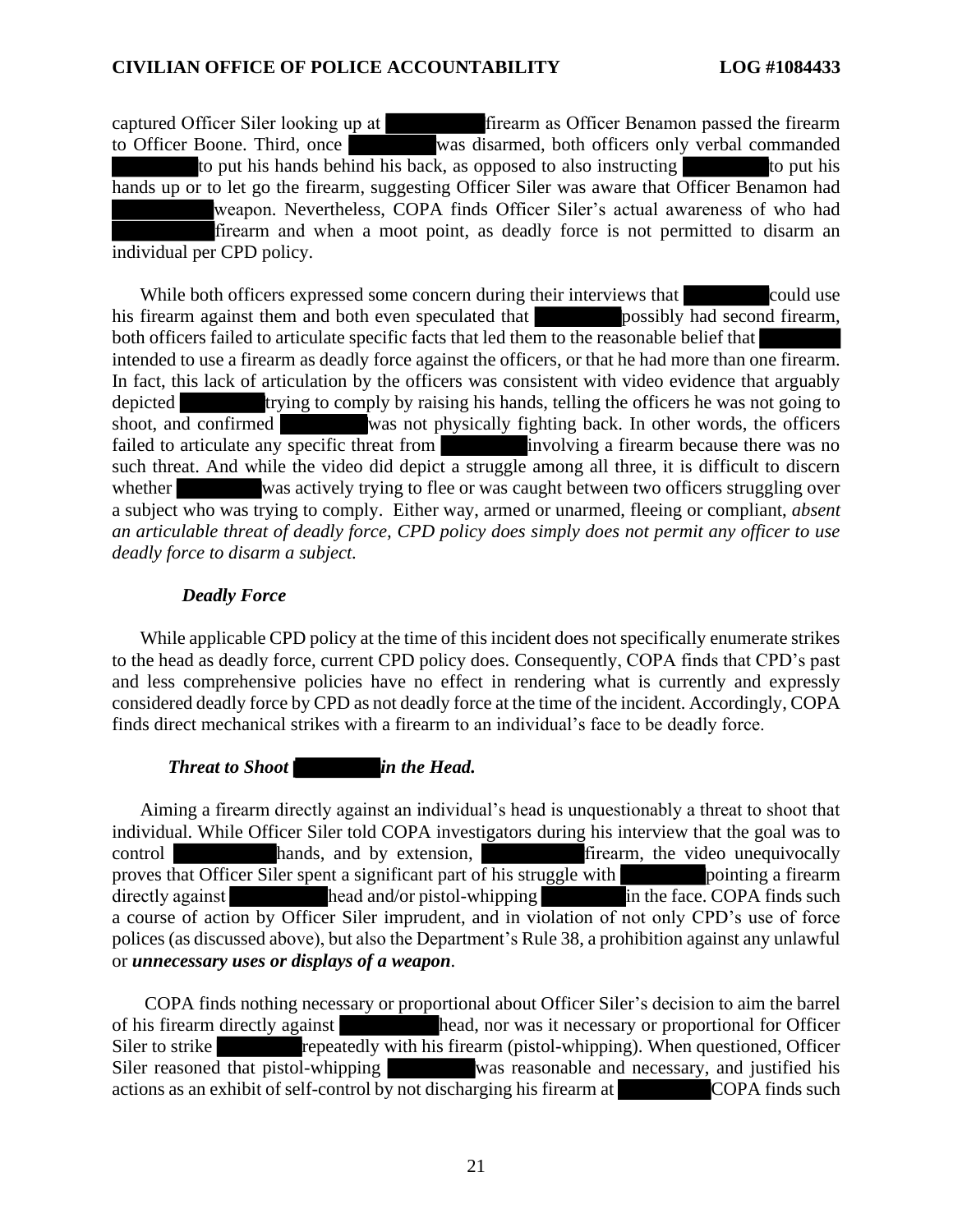captured Officer Siler looking up at firearm as Officer Benamon passed the firearm to Officer Boone. Third, once was disarmed, both officers only verbal commanded to put his hands behind his back, as opposed to also instructing to put his hands up or to let go the firearm, suggesting Officer Siler was aware that Officer Benamon had weapon. Nevertheless, COPA finds Officer Siler's actual awareness of who had firearm and when a moot point, as deadly force is not permitted to disarm an individual per CPD policy.

While both officers expressed some concern during their interviews that could use his firearm against them and both even speculated that possibly had second firearm, both officers failed to articulate specific facts that led them to the reasonable belief that intended to use a firearm as deadly force against the officers, or that he had more than one firearm. In fact, this lack of articulation by the officers was consistent with video evidence that arguably depicted trying to comply by raising his hands, telling the officers he was not going to shoot, and confirmed was not physically fighting back. In other words, the officers failed to articulate any specific threat from involving a firearm because there was no such threat. And while the video did depict a struggle among all three, it is difficult to discern whether was actively trying to flee or was caught between two officers struggling over a subject who was trying to comply. Either way, armed or unarmed, fleeing or compliant, *absent an articulable threat of deadly force, CPD policy does simply does not permit any officer to use deadly force to disarm a subject.*

### *Deadly Force*

While applicable CPD policy at the time of this incident does not specifically enumerate strikes to the head as deadly force, current CPD policy does. Consequently, COPA finds that CPD's past and less comprehensive policies have no effect in rendering what is currently and expressly considered deadly force by CPD as not deadly force at the time of the incident. Accordingly, COPA finds direct mechanical strikes with a firearm to an individual's face to be deadly force.

### *Threat to Shoot in the Head.*

Aiming a firearm directly against an individual's head is unquestionably a threat to shoot that individual. While Officer Siler told COPA investigators during his interview that the goal was to control hands, and by extension, firearm, the video unequivocally proves that Officer Siler spent a significant part of his struggle with pointing a firearm directly against head and/or pistol-whipping in the face. COPA finds such a course of action by Officer Siler imprudent, and in violation of not only CPD's use of force polices (as discussed above), but also the Department's Rule 38, a prohibition against any unlawful or ***unnecessary uses or displays of a weapon***.

COPA finds nothing necessary or proportional about Officer Siler's decision to aim the barrel of his firearm directly against head, nor was it necessary or proportional for Officer Siler to strike repeatedly with his firearm (pistol-whipping). When questioned, Officer Siler reasoned that pistol-whipping was reasonable and necessary, and justified his actions as an exhibit of self-control by not discharging his firearm at COPA finds such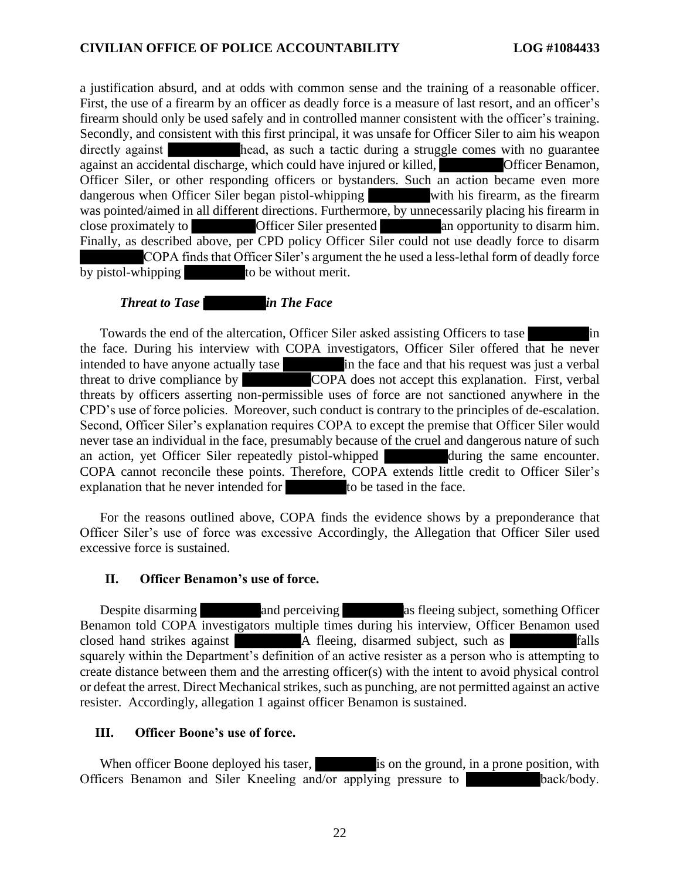a justification absurd, and at odds with common sense and the training of a reasonable officer. First, the use of a firearm by an officer as deadly force is a measure of last resort, and an officer's firearm should only be used safely and in controlled manner consistent with the officer's training. Secondly, and consistent with this first principal, it was unsafe for Officer Siler to aim his weapon directly against head, as such a tactic during a struggle comes with no guarantee against an accidental discharge, which could have injured or killed, Officer Benamon, Officer Siler, or other responding officers or bystanders. Such an action became even more dangerous when Officer Siler began pistol-whipping with his firearm, as the firearm was pointed/aimed in all different directions. Furthermore, by unnecessarily placing his firearm in close proximately to Officer Siler presented an opportunity to disarm him. Finally, as described above, per CPD policy Officer Siler could not use deadly force to disarm COPA finds that Officer Siler's argument the he used a less-lethal form of deadly force by pistol-whipping to be without merit.

***Threat to Tase in The Face***

Towards the end of the altercation, Officer Siler asked assisting Officers to tase in the face. During his interview with COPA investigators, Officer Siler offered that he never intended to have anyone actually tase in the face and that his request was just a verbal threat to drive compliance by COPA does not accept this explanation. First, verbal threats by officers asserting non-permissible uses of force are not sanctioned anywhere in the CPD's use of force policies. Moreover, such conduct is contrary to the principles of de-escalation. Second, Officer Siler's explanation requires COPA to except the premise that Officer Siler would never tase an individual in the face, presumably because of the cruel and dangerous nature of such an action, yet Officer Siler repeatedly pistol-whipped during the same encounter. COPA cannot reconcile these points. Therefore, COPA extends little credit to Officer Siler's explanation that he never intended for to be tased in the face.

For the reasons outlined above, COPA finds the evidence shows by a preponderance that Officer Siler's use of force was excessive Accordingly, the Allegation that Officer Siler used excessive force is sustained.

## II. Officer Benamon's use of force.

Despite disarming and perceiving as fleeing subject, something Officer Benamon told COPA investigators multiple times during his interview, Officer Benamon used closed hand strikes against A fleeing, disarmed subject, such as falls squarely within the Department's definition of an active resister as a person who is attempting to create distance between them and the arresting officer(s) with the intent to avoid physical control or defeat the arrest. Direct Mechanical strikes, such as punching, are not permitted against an active resister. Accordingly, allegation 1 against officer Benamon is sustained.

## III. Officer Boone's use of force.

When officer Boone deployed his taser, is on the ground, in a prone position, with Officers Benamon and Siler Kneeling and/or applying pressure to back/body.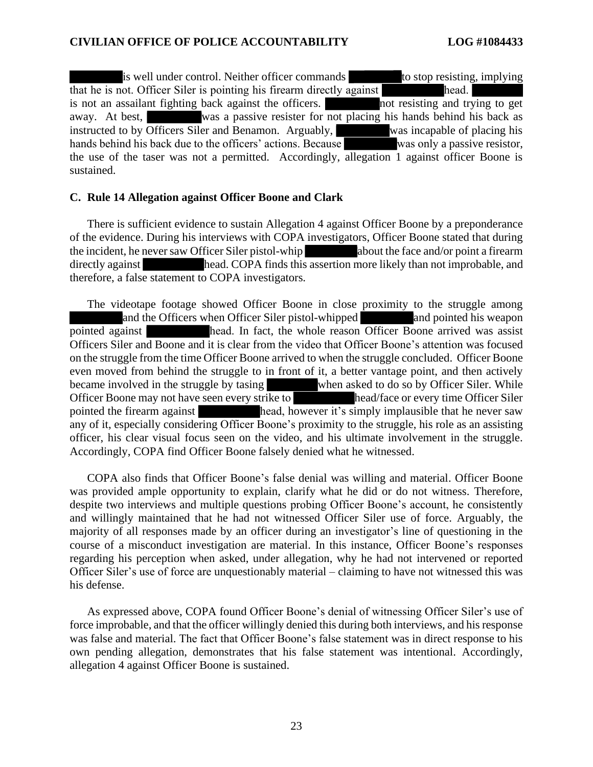is well under control. Neither officer commands to stop resisting, implying that he is not. Officer Siler is pointing his firearm directly against head. is not an assailant fighting back against the officers. not resisting and trying to get away. At best, was a passive resister for not placing his hands behind his back as instructed to by Officers Siler and Benamon. Arguably, was incapable of placing his hands behind his back due to the officers' actions. Because was only a passive resistor, the use of the taser was not a permitted. Accordingly, allegation 1 against officer Boone is sustained.

### C. Rule 14 Allegation against Officer Boone and Clark

There is sufficient evidence to sustain Allegation 4 against Officer Boone by a preponderance of the evidence. During his interviews with COPA investigators, Officer Boone stated that during the incident, he never saw Officer Siler pistol-whip about the face and/or point a firearm directly against head. COPA finds this assertion more likely than not improbable, and therefore, a false statement to COPA investigators.

The videotape footage showed Officer Boone in close proximity to the struggle among and the Officers when Officer Siler pistol-whipped and pointed his weapon pointed against head. In fact, the whole reason Officer Boone arrived was assist Officers Siler and Boone and it is clear from the video that Officer Boone's attention was focused on the struggle from the time Officer Boone arrived to when the struggle concluded. Officer Boone even moved from behind the struggle to in front of it, a better vantage point, and then actively became involved in the struggle by tasing when asked to do so by Officer Siler. While Officer Boone may not have seen every strike to head/face or every time Officer Siler pointed the firearm against head, however it's simply implausible that he never saw any of it, especially considering Officer Boone's proximity to the struggle, his role as an assisting officer, his clear visual focus seen on the video, and his ultimate involvement in the struggle. Accordingly, COPA find Officer Boone falsely denied what he witnessed.

COPA also finds that Officer Boone's false denial was willing and material. Officer Boone was provided ample opportunity to explain, clarify what he did or do not witness. Therefore, despite two interviews and multiple questions probing Officer Boone's account, he consistently and willingly maintained that he had not witnessed Officer Siler use of force. Arguably, the majority of all responses made by an officer during an investigator's line of questioning in the course of a misconduct investigation are material. In this instance, Officer Boone's responses regarding his perception when asked, under allegation, why he had not intervened or reported Officer Siler's use of force are unquestionably material – claiming to have not witnessed this was his defense.

As expressed above, COPA found Officer Boone's denial of witnessing Officer Siler's use of force improbable, and that the officer willingly denied this during both interviews, and his response was false and material. The fact that Officer Boone's false statement was in direct response to his own pending allegation, demonstrates that his false statement was intentional. Accordingly, allegation 4 against Officer Boone is sustained.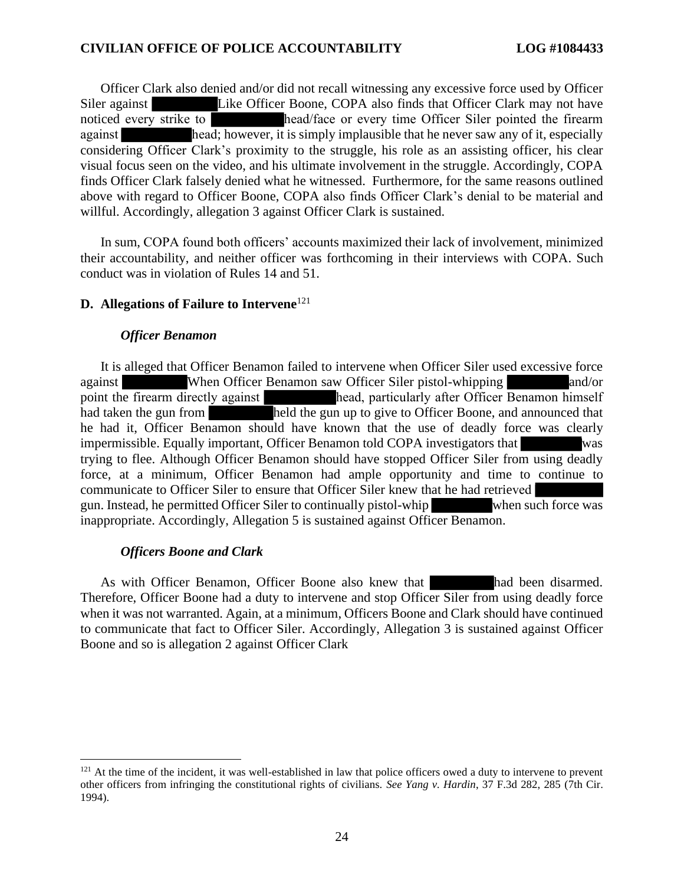Officer Clark also denied and/or did not recall witnessing any excessive force used by Officer Siler against ████████ Like Officer Boone, COPA also finds that Officer Clark may not have noticed every strike to ████████ head/face or every time Officer Siler pointed the firearm against ████████ head; however, it is simply implausible that he never saw any of it, especially considering Officer Clark's proximity to the struggle, his role as an assisting officer, his clear visual focus seen on the video, and his ultimate involvement in the struggle. Accordingly, COPA finds Officer Clark falsely denied what he witnessed. Furthermore, for the same reasons outlined above with regard to Officer Boone, COPA also finds Officer Clark's denial to be material and willful. Accordingly, allegation 3 against Officer Clark is sustained.

In sum, COPA found both officers' accounts maximized their lack of involvement, minimized their accountability, and neither officer was forthcoming in their interviews with COPA. Such conduct was in violation of Rules 14 and 51.

### D. Allegations of Failure to Intervene[121]

#### *Officer Benamon*

It is alleged that Officer Benamon failed to intervene when Officer Siler used excessive force against ████████ When Officer Benamon saw Officer Siler pistol-whipping ████████ and/or point the firearm directly against ████████ head, particularly after Officer Benamon himself had taken the gun from ████████ held the gun up to give to Officer Boone, and announced that he had it, Officer Benamon should have known that the use of deadly force was clearly impermissible. Equally important, Officer Benamon told COPA investigators that ████████ was trying to flee. Although Officer Benamon should have stopped Officer Siler from using deadly force, at a minimum, Officer Benamon had ample opportunity and time to continue to communicate to Officer Siler to ensure that Officer Siler knew that he had retrieved ████████ gun. Instead, he permitted Officer Siler to continually pistol-whip ████████ when such force was inappropriate. Accordingly, Allegation 5 is sustained against Officer Benamon.

#### *Officers Boone and Clark*

As with Officer Benamon, Officer Boone also knew that ████████ had been disarmed. Therefore, Officer Boone had a duty to intervene and stop Officer Siler from using deadly force when it was not warranted. Again, at a minimum, Officers Boone and Clark should have continued to communicate that fact to Officer Siler. Accordingly, Allegation 3 is sustained against Officer Boone and so is allegation 2 against Officer Clark

---

[121] At the time of the incident, it was well-established in law that police officers owed a duty to intervene to prevent other officers from infringing the constitutional rights of civilians. *See Yang v. Hardin*, 37 F.3d 282, 285 (7th Cir. 1994).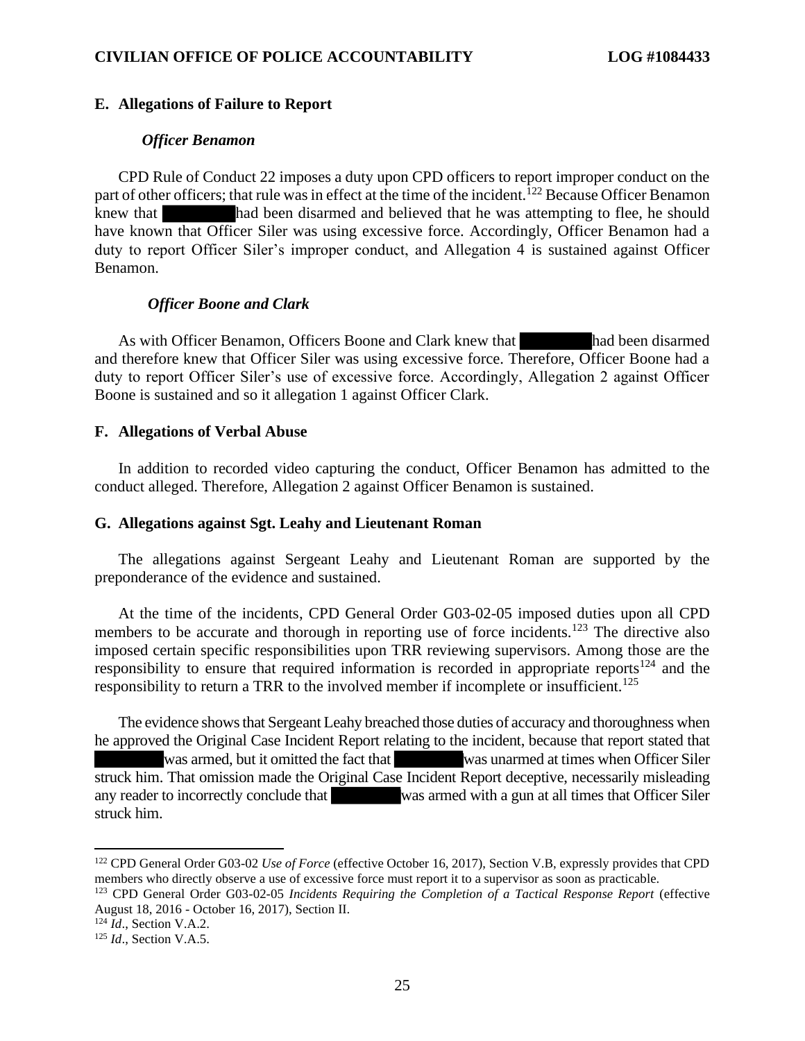### E. Allegations of Failure to Report

#### *Officer Benamon*

CPD Rule of Conduct 22 imposes a duty upon CPD officers to report improper conduct on the part of other officers; that rule was in effect at the time of the incident.[122] Because Officer Benamon knew that ████████ had been disarmed and believed that he was attempting to flee, he should have known that Officer Siler was using excessive force. Accordingly, Officer Benamon had a duty to report Officer Siler's improper conduct, and Allegation 4 is sustained against Officer Benamon.

#### *Officer Boone and Clark*

As with Officer Benamon, Officers Boone and Clark knew that ████████ had been disarmed and therefore knew that Officer Siler was using excessive force. Therefore, Officer Boone had a duty to report Officer Siler's use of excessive force. Accordingly, Allegation 2 against Officer Boone is sustained and so it allegation 1 against Officer Clark.

### F. Allegations of Verbal Abuse

In addition to recorded video capturing the conduct, Officer Benamon has admitted to the conduct alleged. Therefore, Allegation 2 against Officer Benamon is sustained.

### G. Allegations against Sgt. Leahy and Lieutenant Roman

The allegations against Sergeant Leahy and Lieutenant Roman are supported by the preponderance of the evidence and sustained.

At the time of the incidents, CPD General Order G03-02-05 imposed duties upon all CPD members to be accurate and thorough in reporting use of force incidents.[123] The directive also imposed certain specific responsibilities upon TRR reviewing supervisors. Among those are the responsibility to ensure that required information is recorded in appropriate reports[124] and the responsibility to return a TRR to the involved member if incomplete or insufficient.[125]

The evidence shows that Sergeant Leahy breached those duties of accuracy and thoroughness when he approved the Original Case Incident Report relating to the incident, because that report stated that ████████ was armed, but it omitted the fact that ████████ was unarmed at times when Officer Siler struck him. That omission made the Original Case Incident Report deceptive, necessarily misleading any reader to incorrectly conclude that ████████ was armed with a gun at all times that Officer Siler struck him.

---

[122] CPD General Order G03-02 *Use of Force* (effective October 16, 2017), Section V.B, expressly provides that CPD members who directly observe a use of excessive force must report it to a supervisor as soon as practicable.

[123] CPD General Order G03-02-05 *Incidents Requiring the Completion of a Tactical Response Report* (effective August 18, 2016 - October 16, 2017), Section II.

[124] *Id*., Section V.A.2.

[125] *Id*., Section V.A.5.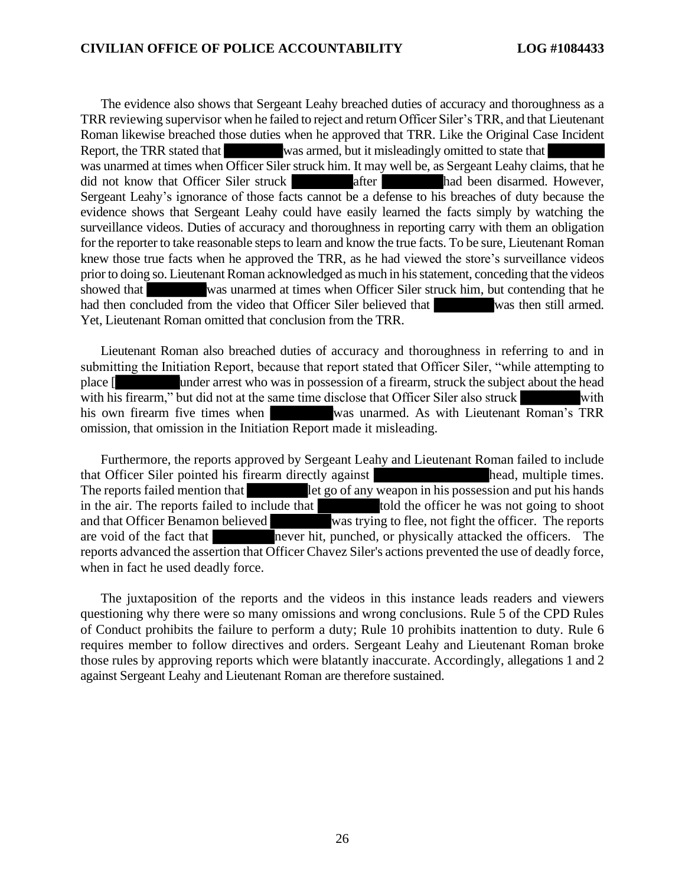The evidence also shows that Sergeant Leahy breached duties of accuracy and thoroughness as a TRR reviewing supervisor when he failed to reject and return Officer Siler's TRR, and that Lieutenant Roman likewise breached those duties when he approved that TRR. Like the Original Case Incident Report, the TRR stated that ████████ was armed, but it misleadingly omitted to state that ████████ was unarmed at times when Officer Siler struck him. It may well be, as Sergeant Leahy claims, that he did not know that Officer Siler struck ████████ after ████████ had been disarmed. However, Sergeant Leahy's ignorance of those facts cannot be a defense to his breaches of duty because the evidence shows that Sergeant Leahy could have easily learned the facts simply by watching the surveillance videos. Duties of accuracy and thoroughness in reporting carry with them an obligation for the reporter to take reasonable steps to learn and know the true facts. To be sure, Lieutenant Roman knew those true facts when he approved the TRR, as he had viewed the store's surveillance videos prior to doing so. Lieutenant Roman acknowledged as much in his statement, conceding that the videos showed that ████████ was unarmed at times when Officer Siler struck him, but contending that he had then concluded from the video that Officer Siler believed that ████████ was then still armed. Yet, Lieutenant Roman omitted that conclusion from the TRR.

Lieutenant Roman also breached duties of accuracy and thoroughness in referring to and in submitting the Initiation Report, because that report stated that Officer Siler, "while attempting to place [████████ under arrest who was in possession of a firearm, struck the subject about the head with his firearm," but did not at the same time disclose that Officer Siler also struck ████████ with his own firearm five times when ████████ was unarmed. As with Lieutenant Roman's TRR omission, that omission in the Initiation Report made it misleading.

Furthermore, the reports approved by Sergeant Leahy and Lieutenant Roman failed to include that Officer Siler pointed his firearm directly against ████████████ head, multiple times. The reports failed mention that ████████ let go of any weapon in his possession and put his hands in the air. The reports failed to include that ████████ told the officer he was not going to shoot and that Officer Benamon believed ████████ was trying to flee, not fight the officer. The reports are void of the fact that ████████ never hit, punched, or physically attacked the officers. The reports advanced the assertion that Officer Chavez Siler's actions prevented the use of deadly force, when in fact he used deadly force.

The juxtaposition of the reports and the videos in this instance leads readers and viewers questioning why there were so many omissions and wrong conclusions. Rule 5 of the CPD Rules of Conduct prohibits the failure to perform a duty; Rule 10 prohibits inattention to duty. Rule 6 requires member to follow directives and orders. Sergeant Leahy and Lieutenant Roman broke those rules by approving reports which were blatantly inaccurate. Accordingly, allegations 1 and 2 against Sergeant Leahy and Lieutenant Roman are therefore sustained.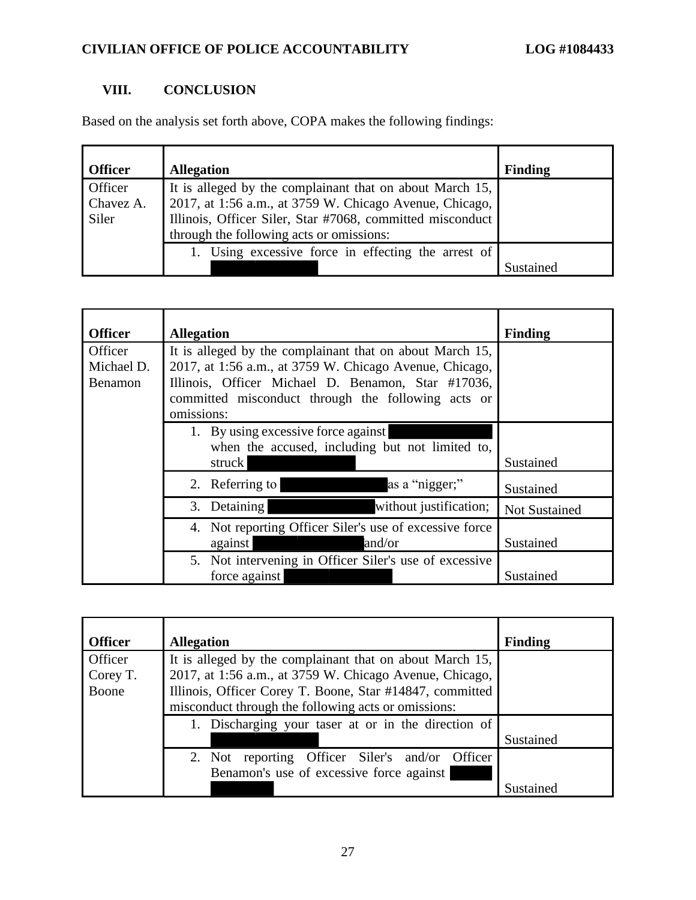## VIII. CONCLUSION

Based on the analysis set forth above, COPA makes the following findings:

| Officer | Allegation | Finding |
|---|---|---|
| Officer Chavez A. Siler | It is alleged by the complainant that on about March 15, 2017, at 1:56 a.m., at 3759 W. Chicago Avenue, Chicago, Illinois, Officer Siler, Star #7068, committed misconduct through the following acts or omissions: | |
| | 1. Using excessive force in effecting the arrest of | Sustained |

| Officer | Allegation | Finding |
|---|---|---|
| Officer Michael D. Benamon | It is alleged by the complainant that on about March 15, 2017, at 1:56 a.m., at 3759 W. Chicago Avenue, Chicago, Illinois, Officer Michael D. Benamon, Star #17036, committed misconduct through the following acts or omissions: | |
| | 1. By using excessive force against when the accused, including but not limited to, struck | Sustained |
| | 2. Referring to as a "nigger;" | Sustained |
| | 3. Detaining without justification; | Not Sustained |
| | 4. Not reporting Officer Siler's use of excessive force against and/or | Sustained |
| | 5. Not intervening in Officer Siler's use of excessive force against | Sustained |

| Officer | Allegation | Finding |
|---|---|---|
| Officer Corey T. Boone | It is alleged by the complainant that on about March 15, 2017, at 1:56 a.m., at 3759 W. Chicago Avenue, Chicago, Illinois, Officer Corey T. Boone, Star #14847, committed misconduct through the following acts or omissions: | |
| | 1. Discharging your taser at or in the direction of | Sustained |
| | 2. Not reporting Officer Siler's and/or Officer Benamon's use of excessive force against | Sustained |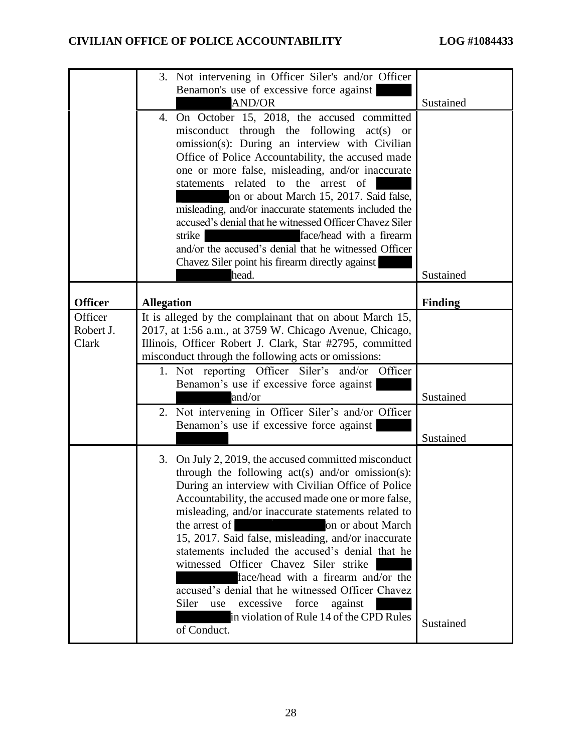| Officer | Allegation | Finding |
|---|---|---|
| | 3. Not intervening in Officer Siler's and/or Officer Benamon's use of excessive force against [REDACTED] AND/OR | Sustained |
| | 4. On October 15, 2018, the accused committed misconduct through the following act(s) or omission(s): During an interview with Civilian Office of Police Accountability, the accused made one or more false, misleading, and/or inaccurate statements related to the arrest of [REDACTED] on or about March 15, 2017. Said false, misleading, and/or inaccurate statements included the accused's denial that he witnessed Officer Chavez Siler strike [REDACTED] face/head with a firearm and/or the accused's denial that he witnessed Officer Chavez Siler point his firearm directly against [REDACTED] head. | Sustained |
| **Officer** | **Allegation** | **Finding** |
| Officer Robert J. Clark | It is alleged by the complainant that on about March 15, 2017, at 1:56 a.m., at 3759 W. Chicago Avenue, Chicago, Illinois, Officer Robert J. Clark, Star #2795, committed misconduct through the following acts or omissions: | |
| | 1. Not reporting Officer Siler's and/or Officer Benamon's use if excessive force against [REDACTED] and/or | Sustained |
| | 2. Not intervening in Officer Siler's and/or Officer Benamon's use if excessive force against [REDACTED] | Sustained |
| | 3. On July 2, 2019, the accused committed misconduct through the following act(s) and/or omission(s): During an interview with Civilian Office of Police Accountability, the accused made one or more false, misleading, and/or inaccurate statements related to the arrest of [REDACTED] on or about March 15, 2017. Said false, misleading, and/or inaccurate statements included the accused's denial that he witnessed Officer Chavez Siler strike [REDACTED] face/head with a firearm and/or the accused's denial that he witnessed Officer Chavez Siler use excessive force against [REDACTED] in violation of Rule 14 of the CPD Rules of Conduct. | Sustained |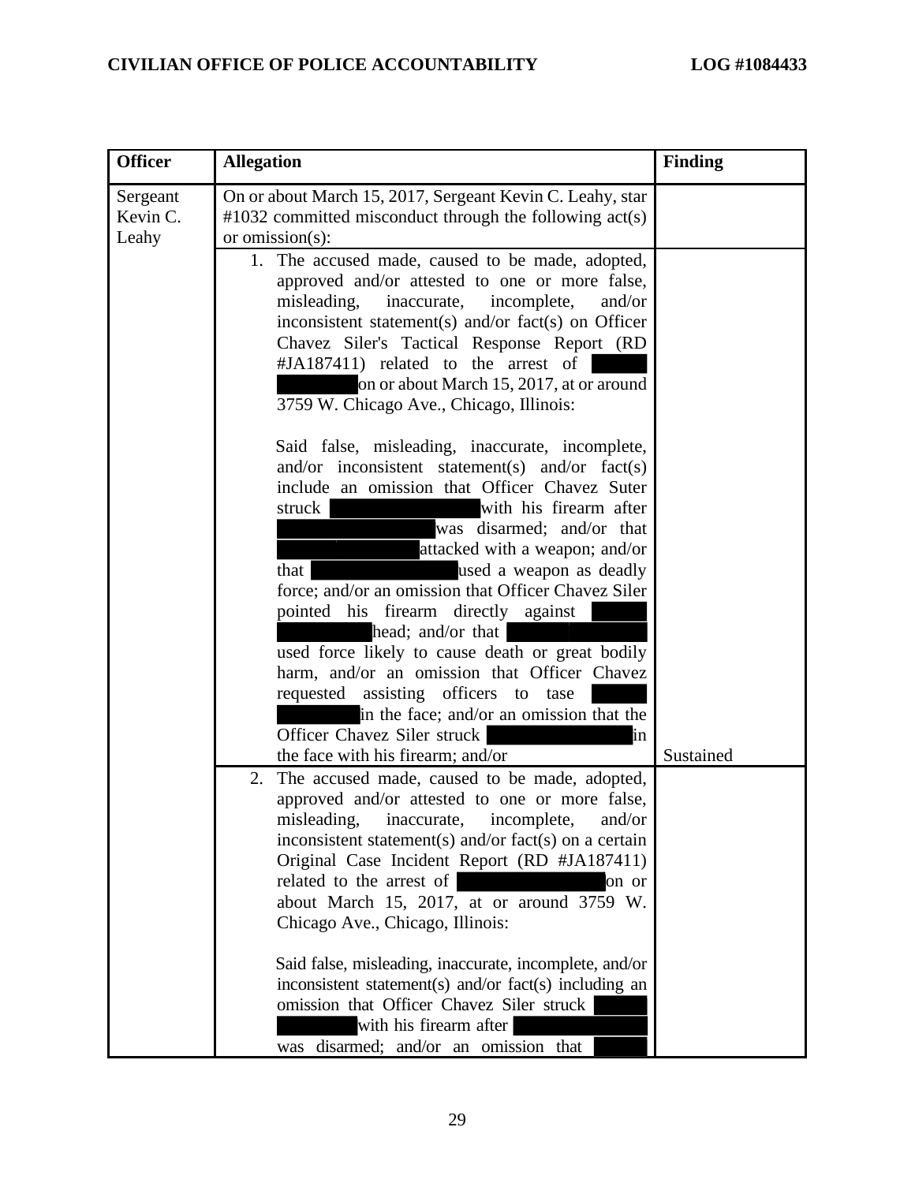| Officer | Allegation | Finding |
|---|---|---|
| Sergeant Kevin C. Leahy | On or about March 15, 2017, Sergeant Kevin C. Leahy, star #1032 committed misconduct through the following act(s) or omission(s): | |
| | 1. The accused made, caused to be made, adopted, approved and/or attested to one or more false, misleading, inaccurate, incomplete, and/or inconsistent statement(s) and/or fact(s) on Officer Chavez Siler's Tactical Response Report (RD #JA187411) related to the arrest of [REDACTED] on or about March 15, 2017, at or around 3759 W. Chicago Ave., Chicago, Illinois:<br><br>Said false, misleading, inaccurate, incomplete, and/or inconsistent statement(s) and/or fact(s) include an omission that Officer Chavez Suter struck [REDACTED] with his firearm after [REDACTED] was disarmed; and/or that [REDACTED] attacked with a weapon; and/or that [REDACTED] used a weapon as deadly force; and/or an omission that Officer Chavez Siler pointed his firearm directly against [REDACTED] head; and/or that [REDACTED] used force likely to cause death or great bodily harm, and/or an omission that Officer Chavez requested assisting officers to tase [REDACTED] in the face; and/or an omission that the Officer Chavez Siler struck [REDACTED] in the face with his firearm; and/or | Sustained |
| | 2. The accused made, caused to be made, adopted, approved and/or attested to one or more false, misleading, inaccurate, incomplete, and/or inconsistent statement(s) and/or fact(s) on a certain Original Case Incident Report (RD #JA187411) related to the arrest of [REDACTED] on or about March 15, 2017, at or around 3759 W. Chicago Ave., Chicago, Illinois:<br><br>Said false, misleading, inaccurate, incomplete, and/or inconsistent statement(s) and/or fact(s) including an omission that Officer Chavez Siler struck [REDACTED] with his firearm after [REDACTED] was disarmed; and/or an omission that [REDACTED] | |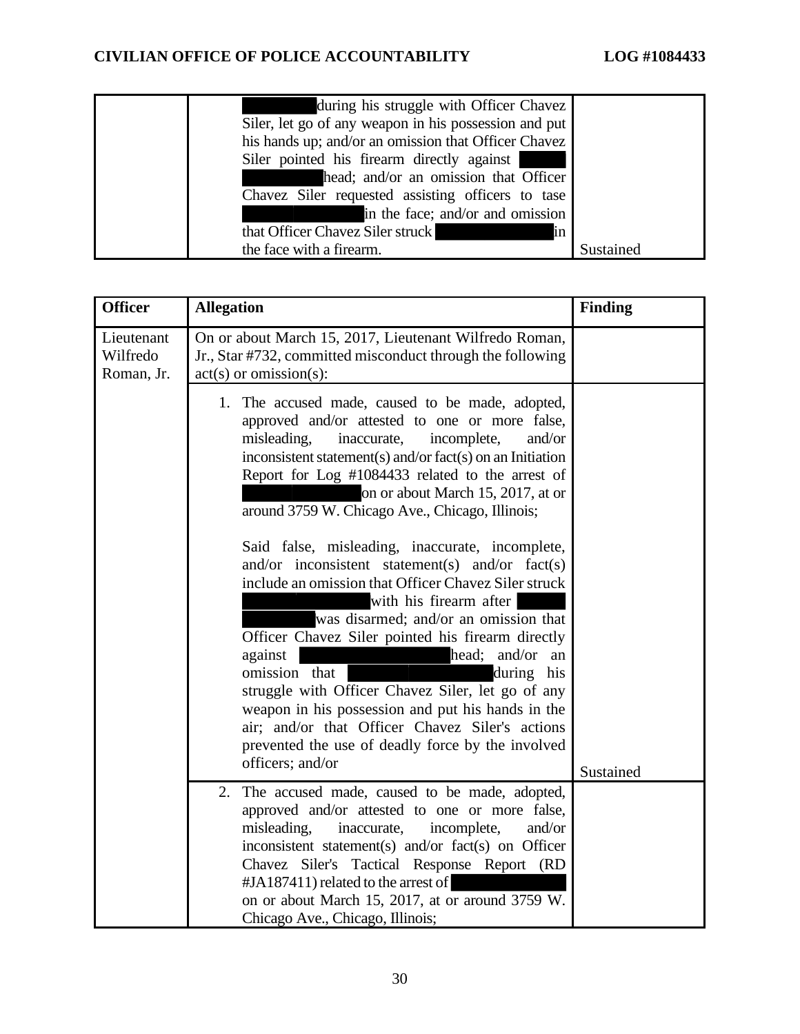| | | |
|---|---|---|
| | [REDACTED] during his struggle with Officer Chavez Siler, let go of any weapon in his possession and put his hands up; and/or an omission that Officer Chavez Siler pointed his firearm directly against [REDACTED] head; and/or an omission that Officer Chavez Siler requested assisting officers to tase [REDACTED] in the face; and/or and omission that Officer Chavez Siler struck [REDACTED] in the face with a firearm. | Sustained |

| Officer | Allegation | Finding |
|---|---|---|
| Lieutenant Wilfredo Roman, Jr. | On or about March 15, 2017, Lieutenant Wilfredo Roman, Jr., Star #732, committed misconduct through the following act(s) or omission(s): | |
| | 1. The accused made, caused to be made, adopted, approved and/or attested to one or more false, misleading, inaccurate, incomplete, and/or inconsistent statement(s) and/or fact(s) on an Initiation Report for Log #1084433 related to the arrest of [REDACTED] on or about March 15, 2017, at or around 3759 W. Chicago Ave., Chicago, Illinois;<br><br>Said false, misleading, inaccurate, incomplete, and/or inconsistent statement(s) and/or fact(s) include an omission that Officer Chavez Siler struck [REDACTED] with his firearm after [REDACTED] was disarmed; and/or an omission that Officer Chavez Siler pointed his firearm directly against [REDACTED] head; and/or an omission that [REDACTED] during his struggle with Officer Chavez Siler, let go of any weapon in his possession and put his hands in the air; and/or that Officer Chavez Siler's actions prevented the use of deadly force by the involved officers; and/or | Sustained |
| | 2. The accused made, caused to be made, adopted, approved and/or attested to one or more false, misleading, inaccurate, incomplete, and/or inconsistent statement(s) and/or fact(s) on Officer Chavez Siler's Tactical Response Report (RD #JA187411) related to the arrest of [REDACTED] on or about March 15, 2017, at or around 3759 W. Chicago Ave., Chicago, Illinois; | |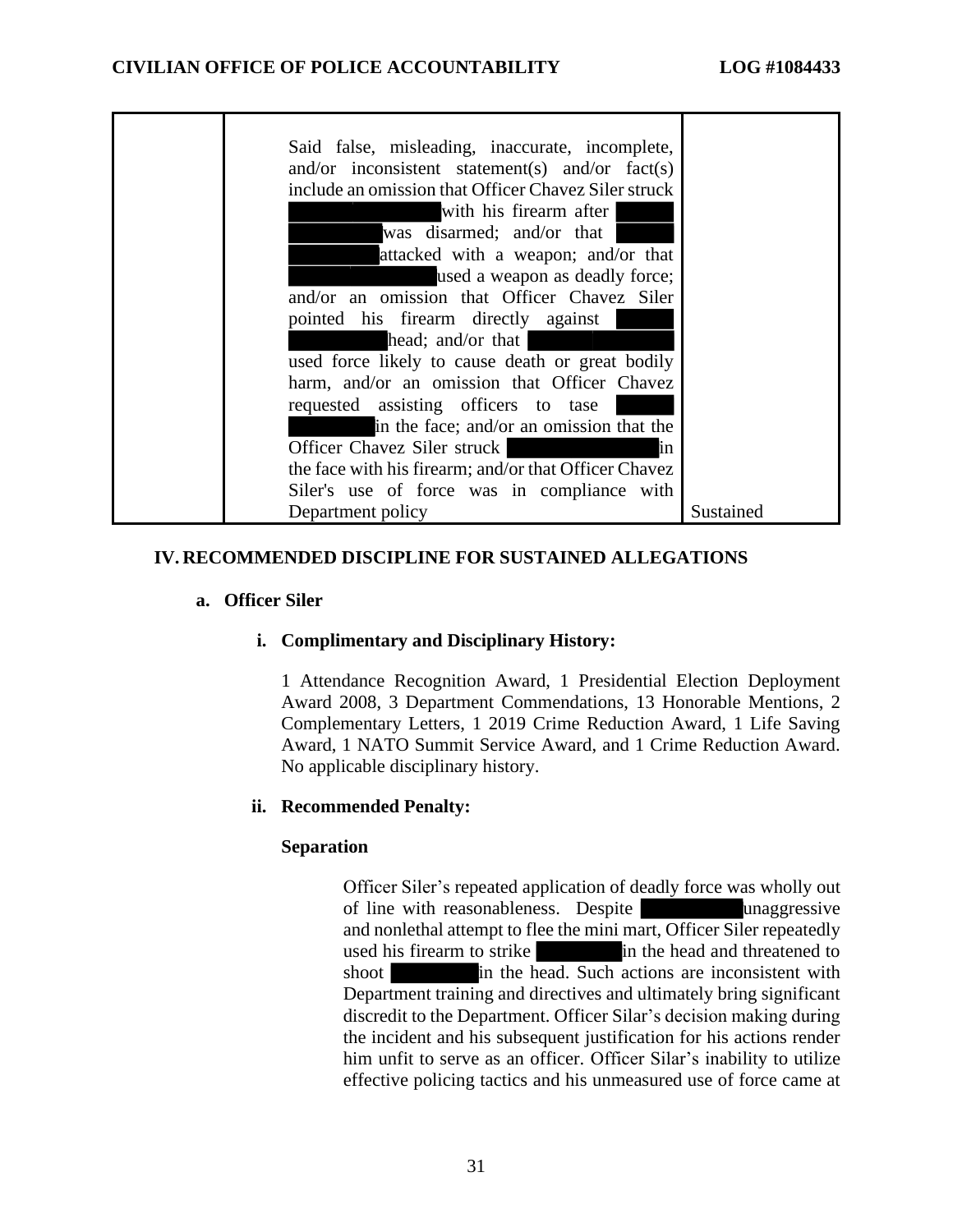| | Said false, misleading, inaccurate, incomplete, and/or inconsistent statement(s) and/or fact(s) include an omission that Officer Chavez Siler struck ███ with his firearm after ███ was disarmed; and/or that ███ attacked with a weapon; and/or that ███ used a weapon as deadly force; and/or an omission that Officer Chavez Siler pointed his firearm directly against ███ head; and/or that ███ used force likely to cause death or great bodily harm, and/or an omission that Officer Chavez requested assisting officers to tase ███ in the face; and/or an omission that the Officer Chavez Siler struck ███ in the face with his firearm; and/or that Officer Chavez Siler's use of force was in compliance with Department policy | Sustained |
|---|---|---|

## IV. RECOMMENDED DISCIPLINE FOR SUSTAINED ALLEGATIONS

### a. Officer Siler

#### i. Complimentary and Disciplinary History:

1 Attendance Recognition Award, 1 Presidential Election Deployment Award 2008, 3 Department Commendations, 13 Honorable Mentions, 2 Complementary Letters, 1 2019 Crime Reduction Award, 1 Life Saving Award, 1 NATO Summit Service Award, and 1 Crime Reduction Award. No applicable disciplinary history.

#### ii. Recommended Penalty:

**Separation**

Officer Siler's repeated application of deadly force was wholly out of line with reasonableness. Despite ███ unaggressive and nonlethal attempt to flee the mini mart, Officer Siler repeatedly used his firearm to strike ███ in the head and threatened to shoot ███ in the head. Such actions are inconsistent with Department training and directives and ultimately bring significant discredit to the Department. Officer Silar's decision making during the incident and his subsequent justification for his actions render him unfit to serve as an officer. Officer Silar's inability to utilize effective policing tactics and his unmeasured use of force came at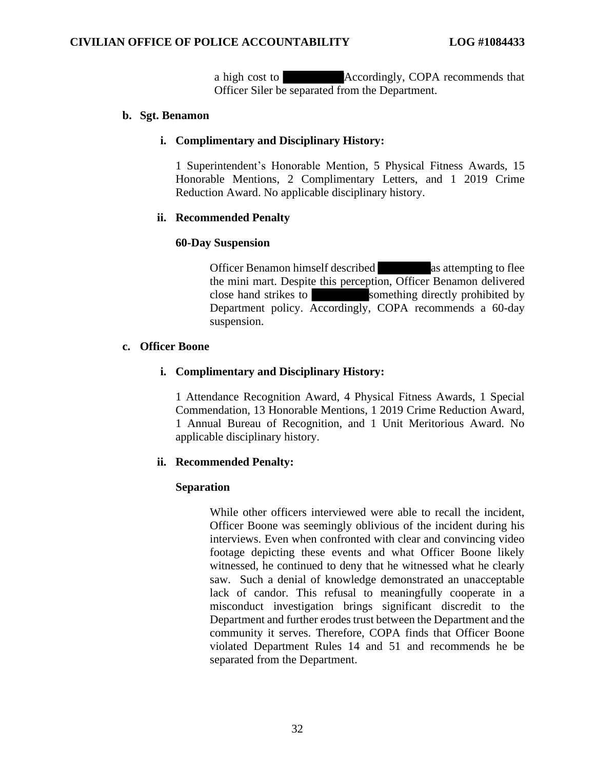a high cost to ██████ Accordingly, COPA recommends that Officer Siler be separated from the Department.

**b. Sgt. Benamon**

**i. Complimentary and Disciplinary History:**

1 Superintendent's Honorable Mention, 5 Physical Fitness Awards, 15 Honorable Mentions, 2 Complimentary Letters, and 1 2019 Crime Reduction Award. No applicable disciplinary history.

**ii. Recommended Penalty**

**60-Day Suspension**

Officer Benamon himself described ██████ as attempting to flee the mini mart. Despite this perception, Officer Benamon delivered close hand strikes to ██████ something directly prohibited by Department policy. Accordingly, COPA recommends a 60-day suspension.

**c. Officer Boone**

**i. Complimentary and Disciplinary History:**

1 Attendance Recognition Award, 4 Physical Fitness Awards, 1 Special Commendation, 13 Honorable Mentions, 1 2019 Crime Reduction Award, 1 Annual Bureau of Recognition, and 1 Unit Meritorious Award. No applicable disciplinary history.

**ii. Recommended Penalty:**

**Separation**

While other officers interviewed were able to recall the incident, Officer Boone was seemingly oblivious of the incident during his interviews. Even when confronted with clear and convincing video footage depicting these events and what Officer Boone likely witnessed, he continued to deny that he witnessed what he clearly saw. Such a denial of knowledge demonstrated an unacceptable lack of candor. This refusal to meaningfully cooperate in a misconduct investigation brings significant discredit to the Department and further erodes trust between the Department and the community it serves. Therefore, COPA finds that Officer Boone violated Department Rules 14 and 51 and recommends he be separated from the Department.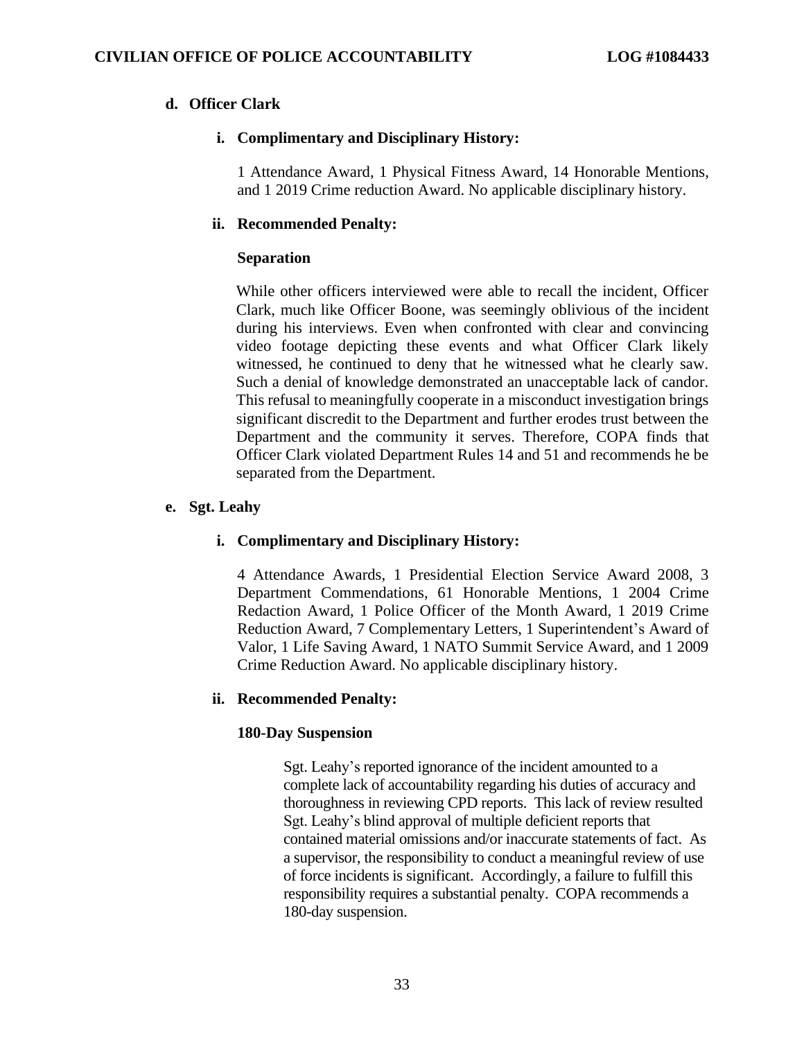**d. Officer Clark**

**i. Complimentary and Disciplinary History:**

1 Attendance Award, 1 Physical Fitness Award, 14 Honorable Mentions, and 1 2019 Crime reduction Award. No applicable disciplinary history.

**ii. Recommended Penalty:**

**Separation**

While other officers interviewed were able to recall the incident, Officer Clark, much like Officer Boone, was seemingly oblivious of the incident during his interviews. Even when confronted with clear and convincing video footage depicting these events and what Officer Clark likely witnessed, he continued to deny that he witnessed what he clearly saw. Such a denial of knowledge demonstrated an unacceptable lack of candor. This refusal to meaningfully cooperate in a misconduct investigation brings significant discredit to the Department and further erodes trust between the Department and the community it serves. Therefore, COPA finds that Officer Clark violated Department Rules 14 and 51 and recommends he be separated from the Department.

**e. Sgt. Leahy**

**i. Complimentary and Disciplinary History:**

4 Attendance Awards, 1 Presidential Election Service Award 2008, 3 Department Commendations, 61 Honorable Mentions, 1 2004 Crime Redaction Award, 1 Police Officer of the Month Award, 1 2019 Crime Reduction Award, 7 Complementary Letters, 1 Superintendent's Award of Valor, 1 Life Saving Award, 1 NATO Summit Service Award, and 1 2009 Crime Reduction Award. No applicable disciplinary history.

**ii. Recommended Penalty:**

**180-Day Suspension**

Sgt. Leahy's reported ignorance of the incident amounted to a complete lack of accountability regarding his duties of accuracy and thoroughness in reviewing CPD reports. This lack of review resulted Sgt. Leahy's blind approval of multiple deficient reports that contained material omissions and/or inaccurate statements of fact. As a supervisor, the responsibility to conduct a meaningful review of use of force incidents is significant. Accordingly, a failure to fulfill this responsibility requires a substantial penalty. COPA recommends a 180-day suspension.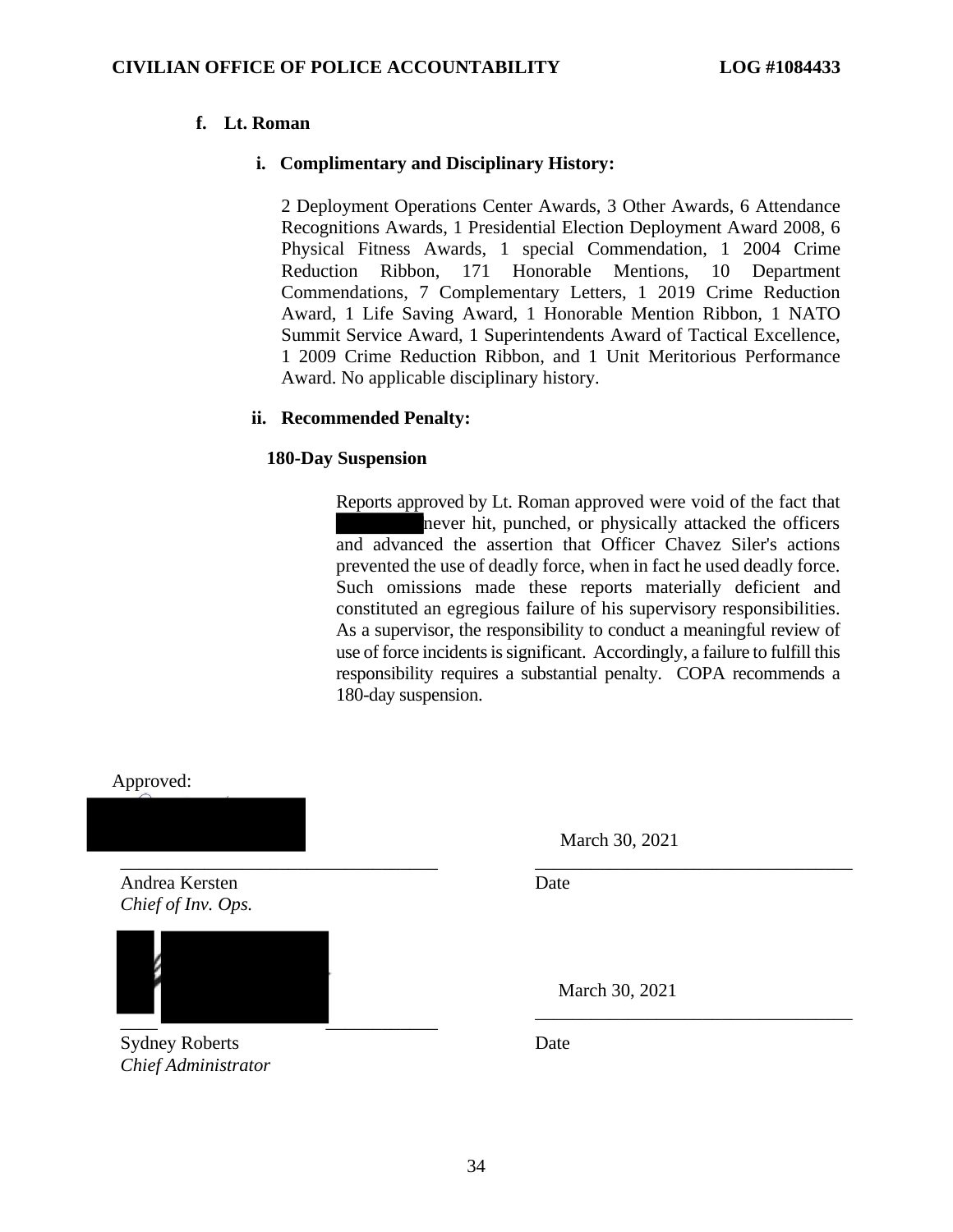#### f. Lt. Roman

##### i. Complimentary and Disciplinary History:

2 Deployment Operations Center Awards, 3 Other Awards, 6 Attendance Recognitions Awards, 1 Presidential Election Deployment Award 2008, 6 Physical Fitness Awards, 1 special Commendation, 1 2004 Crime Reduction Ribbon, 171 Honorable Mentions, 10 Department Commendations, 7 Complementary Letters, 1 2019 Crime Reduction Award, 1 Life Saving Award, 1 Honorable Mention Ribbon, 1 NATO Summit Service Award, 1 Superintendents Award of Tactical Excellence, 1 2009 Crime Reduction Ribbon, and 1 Unit Meritorious Performance Award. No applicable disciplinary history.

##### ii. Recommended Penalty:

**180-Day Suspension**

Reports approved by Lt. Roman approved were void of the fact that [REDACTED] never hit, punched, or physically attacked the officers and advanced the assertion that Officer Chavez Siler's actions prevented the use of deadly force, when in fact he used deadly force. Such omissions made these reports materially deficient and constituted an egregious failure of his supervisory responsibilities. As a supervisor, the responsibility to conduct a meaningful review of use of force incidents is significant. Accordingly, a failure to fulfill this responsibility requires a substantial penalty. COPA recommends a 180-day suspension.

Approved:

[REDACTED]

______________________________ March 30, 2021

Andrea Kersten
*Chief of Inv. Ops.*

Date

[REDACTED]

______________________________ March 30, 2021

Sydney Roberts
*Chief Administrator*

Date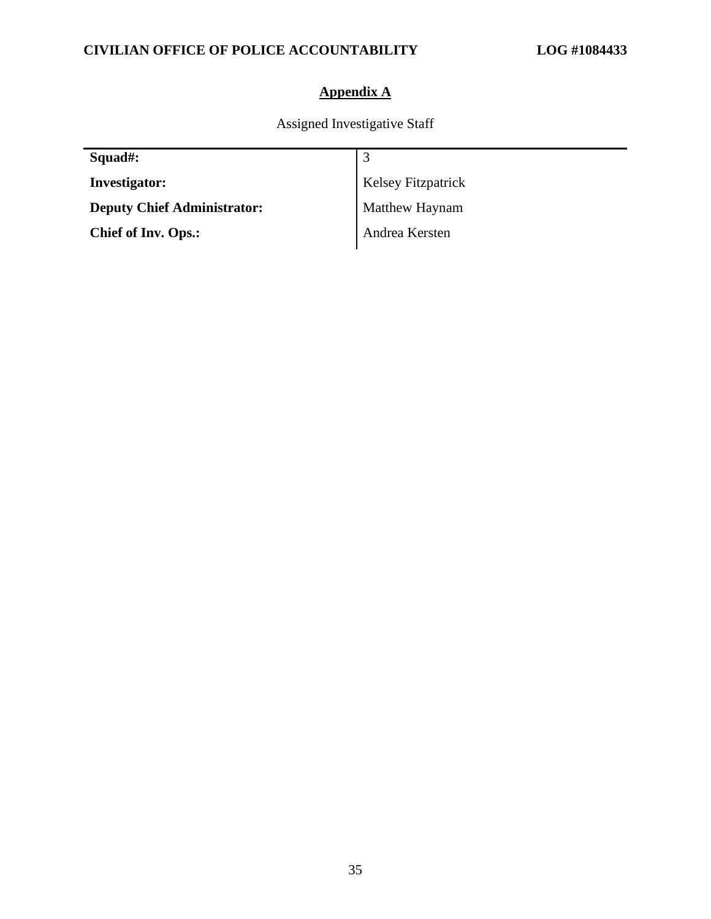## Appendix A

Assigned Investigative Staff

| | |
|---|---|
| **Squad#:** | 3 |
| **Investigator:** | Kelsey Fitzpatrick |
| **Deputy Chief Administrator:** | Matthew Haynam |
| **Chief of Inv. Ops.:** | Andrea Kersten |